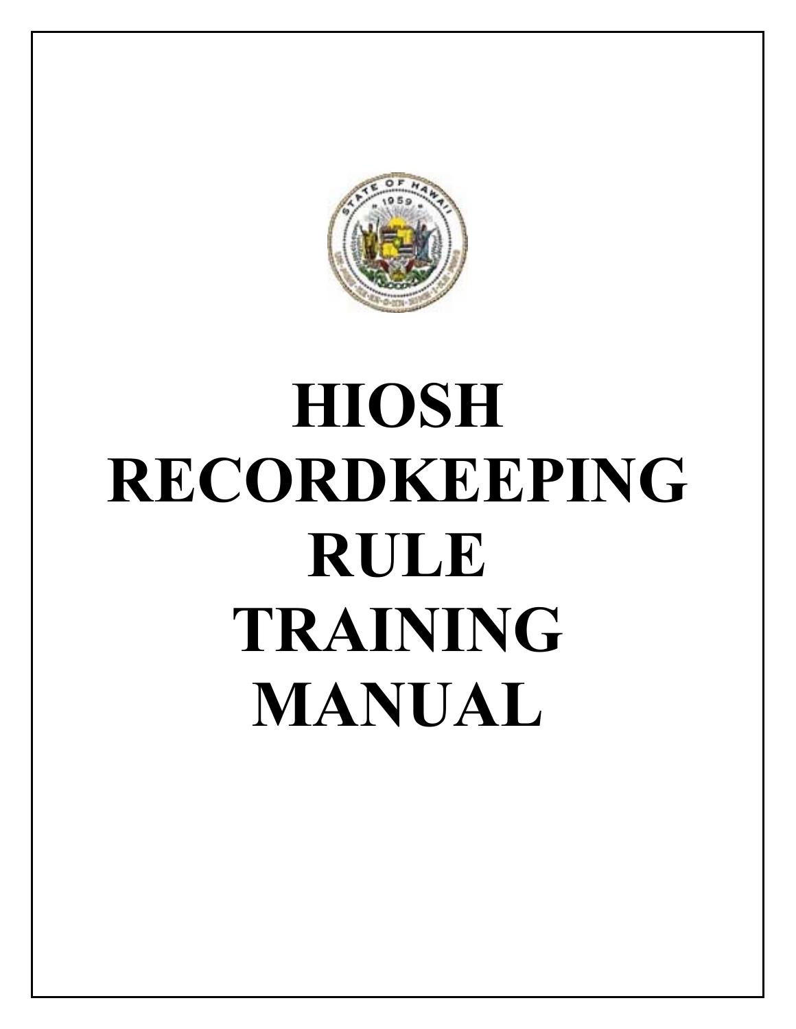# HIOSH RECORDKEEPING RULE TRAINING MANUAL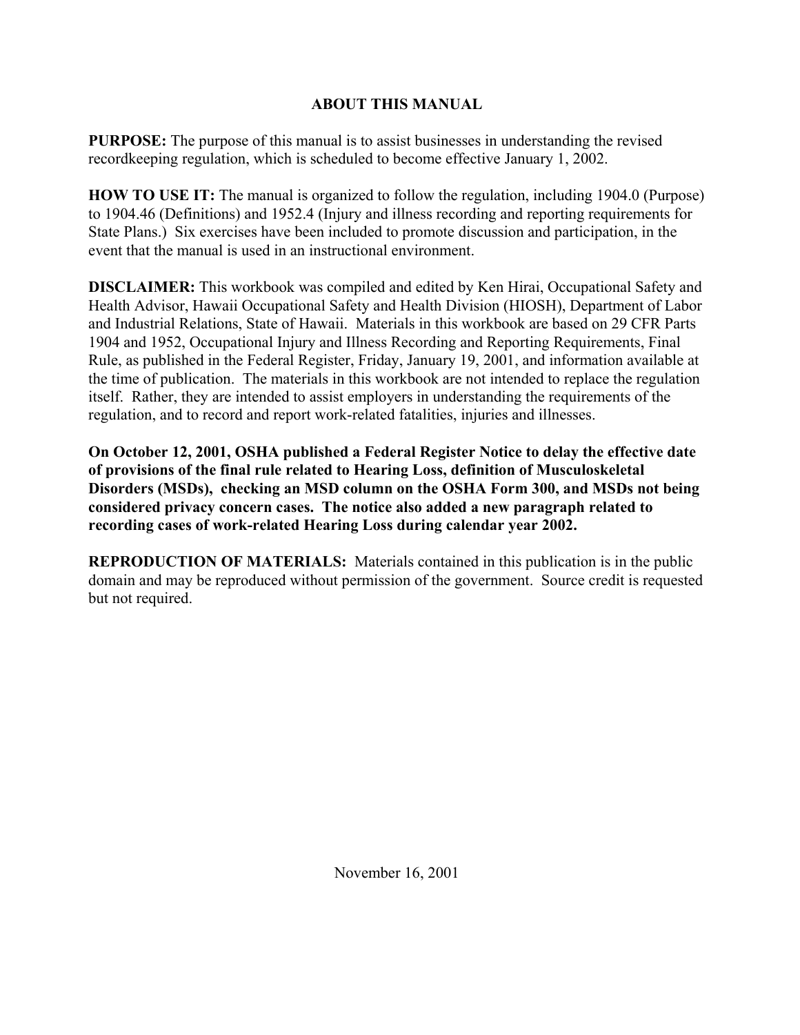## ABOUT THIS MANUAL

**PURPOSE:** The purpose of this manual is to assist businesses in understanding the revised recordkeeping regulation, which is scheduled to become effective January 1, 2002.

**HOW TO USE IT:** The manual is organized to follow the regulation, including 1904.0 (Purpose) to 1904.46 (Definitions) and 1952.4 (Injury and illness recording and reporting requirements for State Plans.) Six exercises have been included to promote discussion and participation, in the event that the manual is used in an instructional environment.

**DISCLAIMER:** This workbook was compiled and edited by Ken Hirai, Occupational Safety and Health Advisor, Hawaii Occupational Safety and Health Division (HIOSH), Department of Labor and Industrial Relations, State of Hawaii. Materials in this workbook are based on 29 CFR Parts 1904 and 1952, Occupational Injury and Illness Recording and Reporting Requirements, Final Rule, as published in the Federal Register, Friday, January 19, 2001, and information available at the time of publication. The materials in this workbook are not intended to replace the regulation itself. Rather, they are intended to assist employers in understanding the requirements of the regulation, and to record and report work-related fatalities, injuries and illnesses.

**On October 12, 2001, OSHA published a Federal Register Notice to delay the effective date of provisions of the final rule related to Hearing Loss, definition of Musculoskeletal Disorders (MSDs), checking an MSD column on the OSHA Form 300, and MSDs not being considered privacy concern cases. The notice also added a new paragraph related to recording cases of work-related Hearing Loss during calendar year 2002.**

**REPRODUCTION OF MATERIALS:** Materials contained in this publication is in the public domain and may be reproduced without permission of the government. Source credit is requested but not required.

November 16, 2001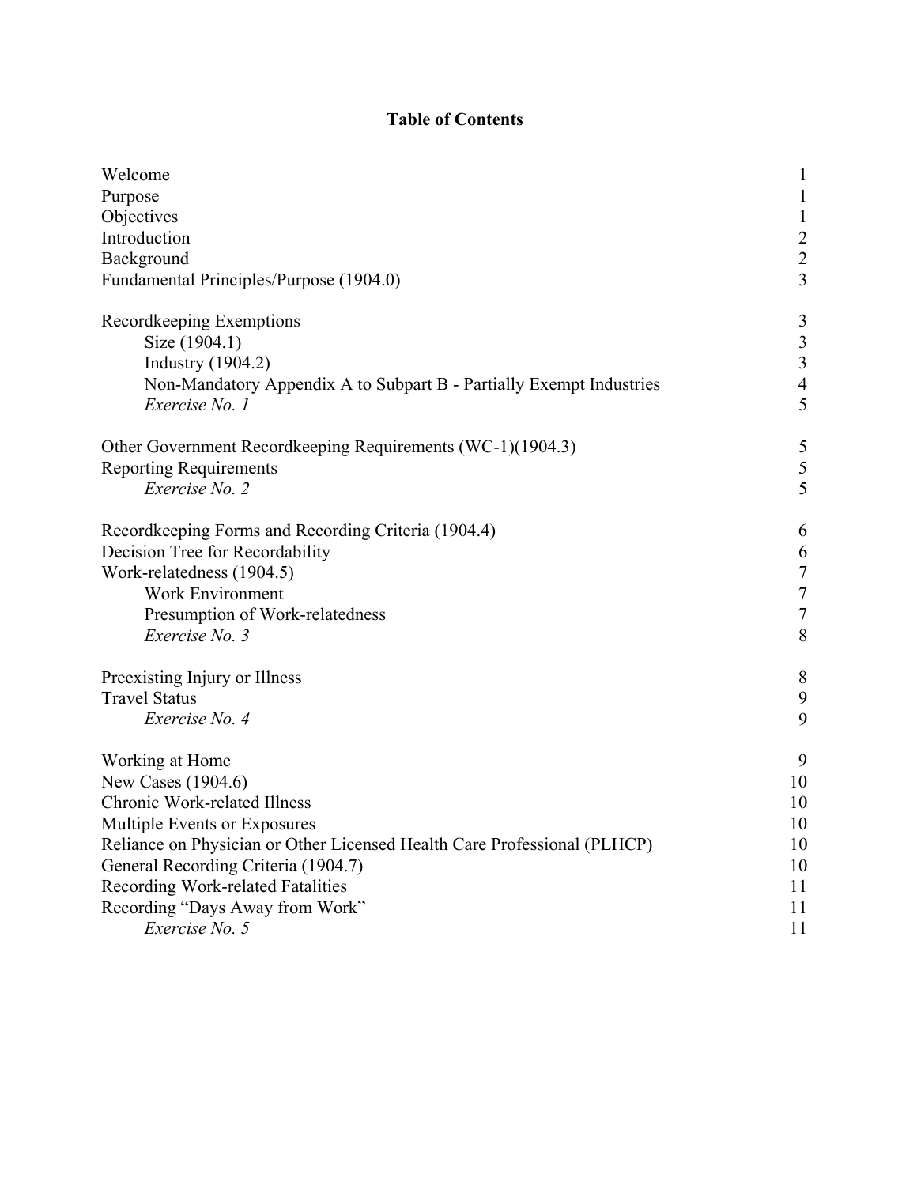# Table of Contents

| | |
|---|---|
| Welcome | 1 |
| Purpose | 1 |
| Objectives | 1 |
| Introduction | 2 |
| Background | 2 |
| Fundamental Principles/Purpose (1904.0) | 3 |
| | |
| Recordkeeping Exemptions | 3 |
| &nbsp;&nbsp;&nbsp;&nbsp;Size (1904.1) | 3 |
| &nbsp;&nbsp;&nbsp;&nbsp;Industry (1904.2) | 3 |
| &nbsp;&nbsp;&nbsp;&nbsp;Non-Mandatory Appendix A to Subpart B - Partially Exempt Industries | 4 |
| &nbsp;&nbsp;&nbsp;&nbsp;*Exercise No. 1* | 5 |
| | |
| Other Government Recordkeeping Requirements (WC-1)(1904.3) | 5 |
| Reporting Requirements | 5 |
| &nbsp;&nbsp;&nbsp;&nbsp;*Exercise No. 2* | 5 |
| | |
| Recordkeeping Forms and Recording Criteria (1904.4) | 6 |
| Decision Tree for Recordability | 6 |
| Work-relatedness (1904.5) | 7 |
| &nbsp;&nbsp;&nbsp;&nbsp;Work Environment | 7 |
| &nbsp;&nbsp;&nbsp;&nbsp;Presumption of Work-relatedness | 7 |
| &nbsp;&nbsp;&nbsp;&nbsp;*Exercise No. 3* | 8 |
| | |
| Preexisting Injury or Illness | 8 |
| Travel Status | 9 |
| &nbsp;&nbsp;&nbsp;&nbsp;*Exercise No. 4* | 9 |
| | |
| Working at Home | 9 |
| New Cases (1904.6) | 10 |
| Chronic Work-related Illness | 10 |
| Multiple Events or Exposures | 10 |
| Reliance on Physician or Other Licensed Health Care Professional (PLHCP) | 10 |
| General Recording Criteria (1904.7) | 10 |
| Recording Work-related Fatalities | 11 |
| Recording "Days Away from Work" | 11 |
| &nbsp;&nbsp;&nbsp;&nbsp;*Exercise No. 5* | 11 |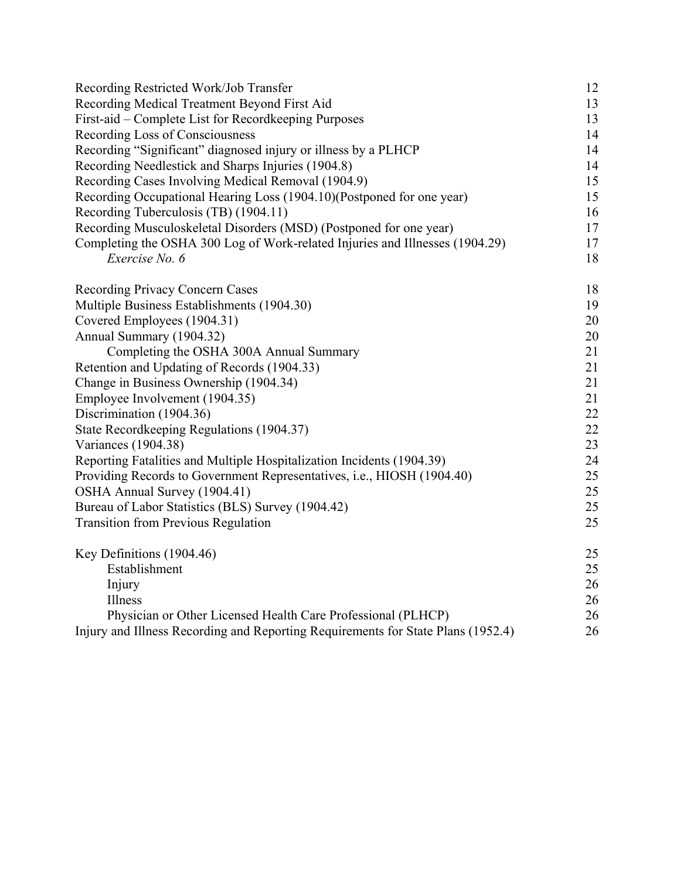| | |
|---|---|
| Recording Restricted Work/Job Transfer | 12 |
| Recording Medical Treatment Beyond First Aid | 13 |
| First-aid – Complete List for Recordkeeping Purposes | 13 |
| Recording Loss of Consciousness | 14 |
| Recording "Significant" diagnosed injury or illness by a PLHCP | 14 |
| Recording Needlestick and Sharps Injuries (1904.8) | 14 |
| Recording Cases Involving Medical Removal (1904.9) | 15 |
| Recording Occupational Hearing Loss (1904.10)(Postponed for one year) | 15 |
| Recording Tuberculosis (TB) (1904.11) | 16 |
| Recording Musculoskeletal Disorders (MSD) (Postponed for one year) | 17 |
| Completing the OSHA 300 Log of Work-related Injuries and Illnesses (1904.29) | 17 |
| &nbsp;&nbsp;&nbsp;&nbsp;*Exercise No. 6* | 18 |
| Recording Privacy Concern Cases | 18 |
| Multiple Business Establishments (1904.30) | 19 |
| Covered Employees (1904.31) | 20 |
| Annual Summary (1904.32) | 20 |
| &nbsp;&nbsp;&nbsp;&nbsp;Completing the OSHA 300A Annual Summary | 21 |
| Retention and Updating of Records (1904.33) | 21 |
| Change in Business Ownership (1904.34) | 21 |
| Employee Involvement (1904.35) | 21 |
| Discrimination (1904.36) | 22 |
| State Recordkeeping Regulations (1904.37) | 22 |
| Variances (1904.38) | 23 |
| Reporting Fatalities and Multiple Hospitalization Incidents (1904.39) | 24 |
| Providing Records to Government Representatives, i.e., HIOSH (1904.40) | 25 |
| OSHA Annual Survey (1904.41) | 25 |
| Bureau of Labor Statistics (BLS) Survey (1904.42) | 25 |
| Transition from Previous Regulation | 25 |
| Key Definitions (1904.46) | 25 |
| &nbsp;&nbsp;&nbsp;&nbsp;Establishment | 25 |
| &nbsp;&nbsp;&nbsp;&nbsp;Injury | 26 |
| &nbsp;&nbsp;&nbsp;&nbsp;Illness | 26 |
| &nbsp;&nbsp;&nbsp;&nbsp;Physician or Other Licensed Health Care Professional (PLHCP) | 26 |
| Injury and Illness Recording and Reporting Requirements for State Plans (1952.4) | 26 |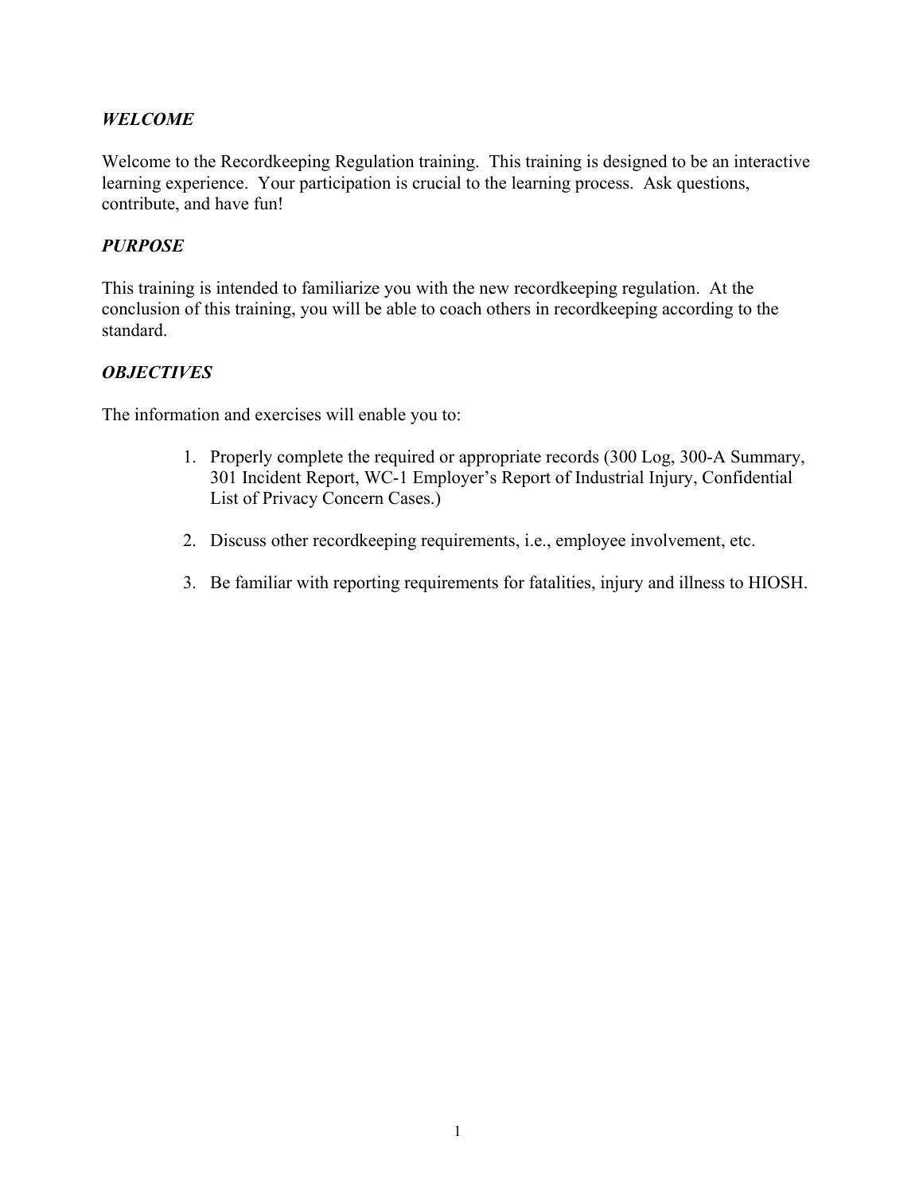## *WELCOME*

Welcome to the Recordkeeping Regulation training. This training is designed to be an interactive learning experience. Your participation is crucial to the learning process. Ask questions, contribute, and have fun!

## *PURPOSE*

This training is intended to familiarize you with the new recordkeeping regulation. At the conclusion of this training, you will be able to coach others in recordkeeping according to the standard.

## *OBJECTIVES*

The information and exercises will enable you to:

1. Properly complete the required or appropriate records (300 Log, 300-A Summary, 301 Incident Report, WC-1 Employer's Report of Industrial Injury, Confidential List of Privacy Concern Cases.)

2. Discuss other recordkeeping requirements, i.e., employee involvement, etc.

3. Be familiar with reporting requirements for fatalities, injury and illness to HIOSH.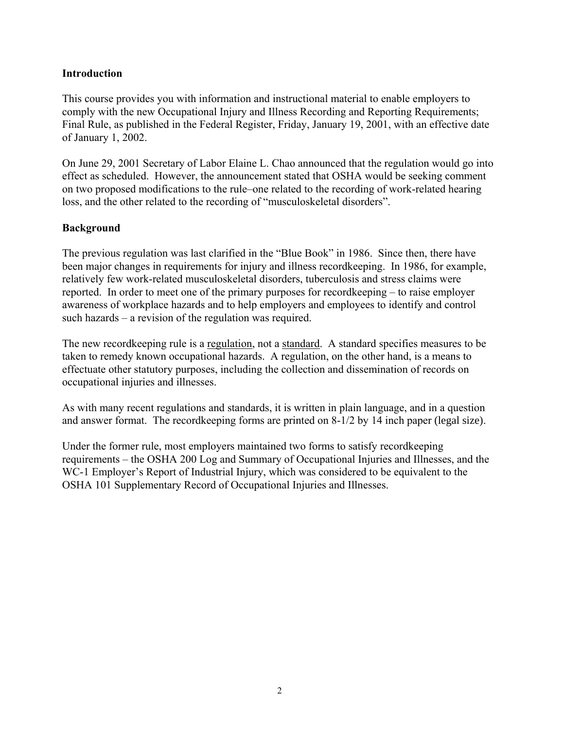## Introduction

This course provides you with information and instructional material to enable employers to comply with the new Occupational Injury and Illness Recording and Reporting Requirements; Final Rule, as published in the Federal Register, Friday, January 19, 2001, with an effective date of January 1, 2002.

On June 29, 2001 Secretary of Labor Elaine L. Chao announced that the regulation would go into effect as scheduled. However, the announcement stated that OSHA would be seeking comment on two proposed modifications to the rule–one related to the recording of work-related hearing loss, and the other related to the recording of "musculoskeletal disorders".

## Background

The previous regulation was last clarified in the "Blue Book" in 1986. Since then, there have been major changes in requirements for injury and illness recordkeeping. In 1986, for example, relatively few work-related musculoskeletal disorders, tuberculosis and stress claims were reported. In order to meet one of the primary purposes for recordkeeping – to raise employer awareness of workplace hazards and to help employers and employees to identify and control such hazards – a revision of the regulation was required.

The new recordkeeping rule is a regulation, not a standard. A standard specifies measures to be taken to remedy known occupational hazards. A regulation, on the other hand, is a means to effectuate other statutory purposes, including the collection and dissemination of records on occupational injuries and illnesses.

As with many recent regulations and standards, it is written in plain language, and in a question and answer format. The recordkeeping forms are printed on 8-1/2 by 14 inch paper (legal size).

Under the former rule, most employers maintained two forms to satisfy recordkeeping requirements – the OSHA 200 Log and Summary of Occupational Injuries and Illnesses, and the WC-1 Employer's Report of Industrial Injury, which was considered to be equivalent to the OSHA 101 Supplementary Record of Occupational Injuries and Illnesses.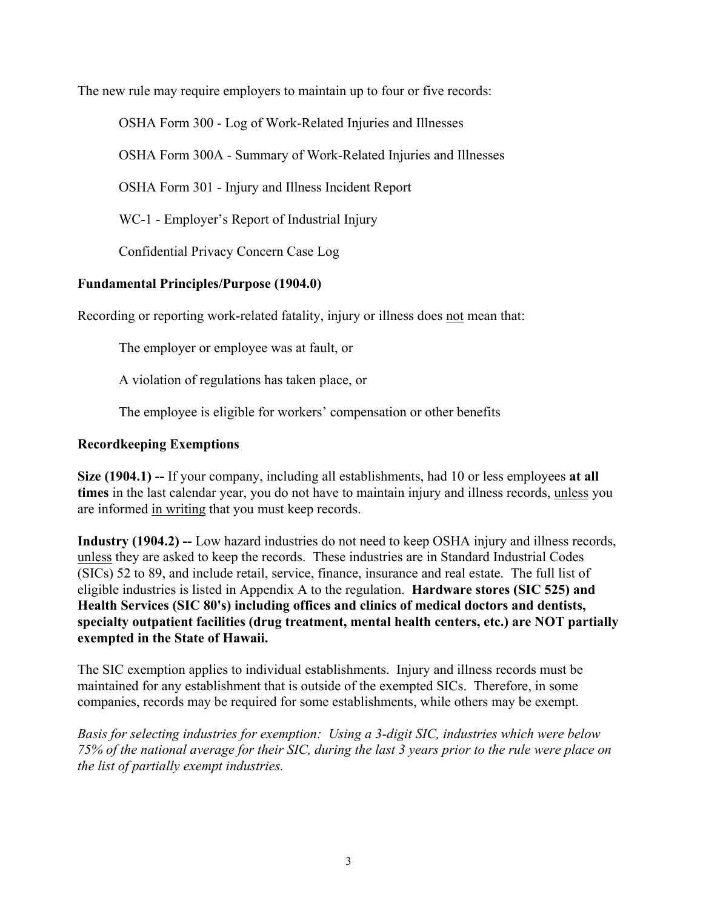The new rule may require employers to maintain up to four or five records:

OSHA Form 300 - Log of Work-Related Injuries and Illnesses

OSHA Form 300A - Summary of Work-Related Injuries and Illnesses

OSHA Form 301 - Injury and Illness Incident Report

WC-1 - Employer's Report of Industrial Injury

Confidential Privacy Concern Case Log

**Fundamental Principles/Purpose (1904.0)**

Recording or reporting work-related fatality, injury or illness does <u>not</u> mean that:

The employer or employee was at fault, or

A violation of regulations has taken place, or

The employee is eligible for workers' compensation or other benefits

**Recordkeeping Exemptions**

**Size (1904.1) --** If your company, including all establishments, had 10 or less employees **at all times** in the last calendar year, you do not have to maintain injury and illness records, <u>unless</u> you are informed <u>in writing</u> that you must keep records.

**Industry (1904.2) --** Low hazard industries do not need to keep OSHA injury and illness records, <u>unless</u> they are asked to keep the records. These industries are in Standard Industrial Codes (SICs) 52 to 89, and include retail, service, finance, insurance and real estate. The full list of eligible industries is listed in Appendix A to the regulation. **Hardware stores (SIC 525) and Health Services (SIC 80's) including offices and clinics of medical doctors and dentists, specialty outpatient facilities (drug treatment, mental health centers, etc.) are NOT partially exempted in the State of Hawaii.**

The SIC exemption applies to individual establishments. Injury and illness records must be maintained for any establishment that is outside of the exempted SICs. Therefore, in some companies, records may be required for some establishments, while others may be exempt.

*Basis for selecting industries for exemption: Using a 3-digit SIC, industries which were below 75% of the national average for their SIC, during the last 3 years prior to the rule were place on the list of partially exempt industries.*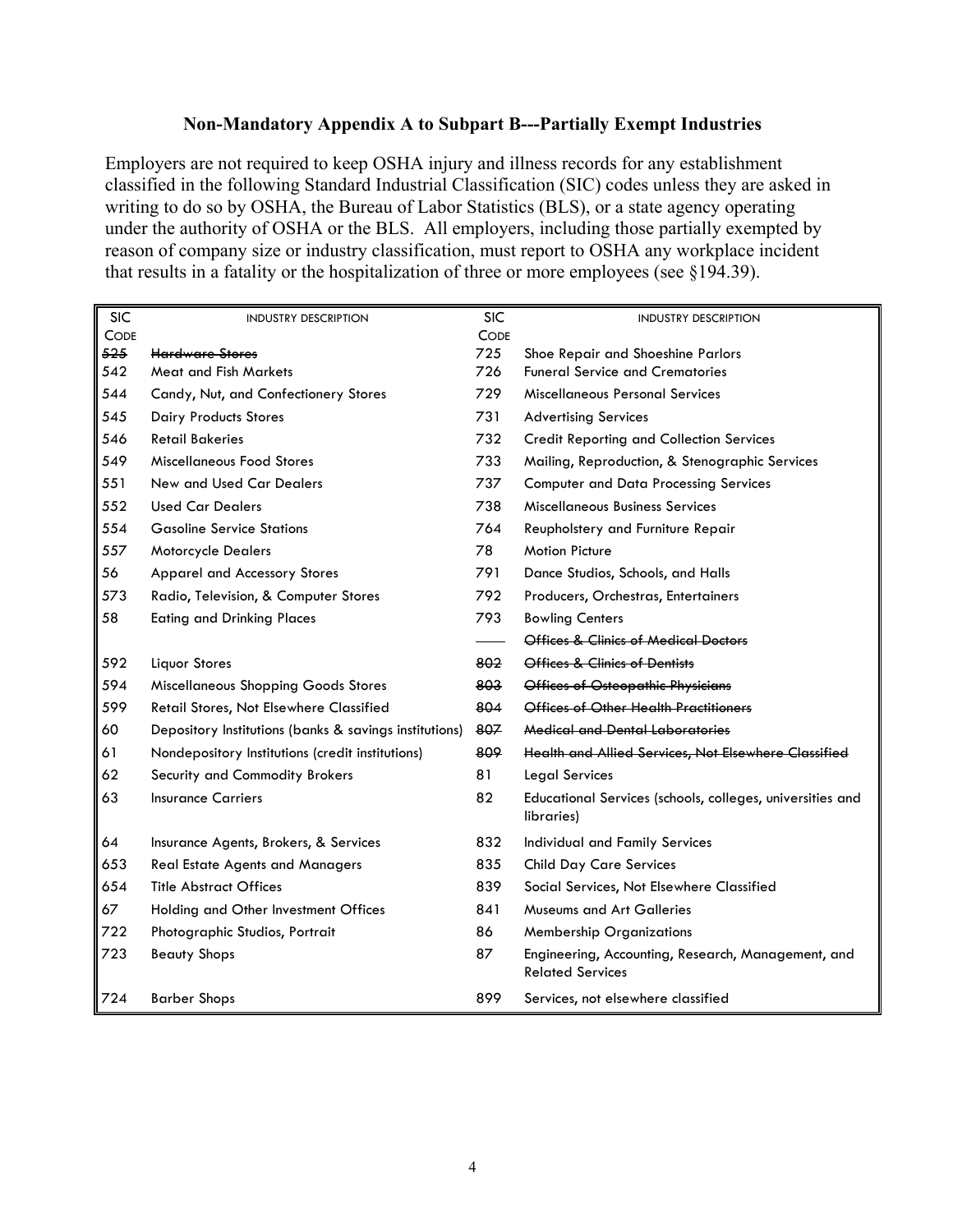## Non-Mandatory Appendix A to Subpart B---Partially Exempt Industries

Employers are not required to keep OSHA injury and illness records for any establishment classified in the following Standard Industrial Classification (SIC) codes unless they are asked in writing to do so by OSHA, the Bureau of Labor Statistics (BLS), or a state agency operating under the authority of OSHA or the BLS. All employers, including those partially exempted by reason of company size or industry classification, must report to OSHA any workplace incident that results in a fatality or the hospitalization of three or more employees (see §194.39).

| SIC CODE | INDUSTRY DESCRIPTION | SIC CODE | INDUSTRY DESCRIPTION |
|---|---|---|---|
| ~~525~~ | ~~Hardware Stores~~ | 725 | Shoe Repair and Shoeshine Parlors |
| 542 | Meat and Fish Markets | 726 | Funeral Service and Crematories |
| 544 | Candy, Nut, and Confectionery Stores | 729 | Miscellaneous Personal Services |
| 545 | Dairy Products Stores | 731 | Advertising Services |
| 546 | Retail Bakeries | 732 | Credit Reporting and Collection Services |
| 549 | Miscellaneous Food Stores | 733 | Mailing, Reproduction, & Stenographic Services |
| 551 | New and Used Car Dealers | 737 | Computer and Data Processing Services |
| 552 | Used Car Dealers | 738 | Miscellaneous Business Services |
| 554 | Gasoline Service Stations | 764 | Reupholstery and Furniture Repair |
| 557 | Motorcycle Dealers | 78 | Motion Picture |
| 56 | Apparel and Accessory Stores | 791 | Dance Studios, Schools, and Halls |
| 573 | Radio, Television, & Computer Stores | 792 | Producers, Orchestras, Entertainers |
| 58 | Eating and Drinking Places | 793 | Bowling Centers |
| | | ~~——~~ | ~~Offices & Clinics of Medical Doctors~~ |
| 592 | Liquor Stores | ~~802~~ | ~~Offices & Clinics of Dentists~~ |
| 594 | Miscellaneous Shopping Goods Stores | ~~803~~ | ~~Offices of Osteopathic Physicians~~ |
| 599 | Retail Stores, Not Elsewhere Classified | ~~804~~ | ~~Offices of Other Health Practitioners~~ |
| 60 | Depository Institutions (banks & savings institutions) | ~~807~~ | ~~Medical and Dental Laboratories~~ |
| 61 | Nondepository Institutions (credit institutions) | ~~809~~ | ~~Health and Allied Services, Not Elsewhere Classified~~ |
| 62 | Security and Commodity Brokers | 81 | Legal Services |
| 63 | Insurance Carriers | 82 | Educational Services (schools, colleges, universities and libraries) |
| 64 | Insurance Agents, Brokers, & Services | 832 | Individual and Family Services |
| 653 | Real Estate Agents and Managers | 835 | Child Day Care Services |
| 654 | Title Abstract Offices | 839 | Social Services, Not Elsewhere Classified |
| 67 | Holding and Other Investment Offices | 841 | Museums and Art Galleries |
| 722 | Photographic Studios, Portrait | 86 | Membership Organizations |
| 723 | Beauty Shops | 87 | Engineering, Accounting, Research, Management, and Related Services |
| 724 | Barber Shops | 899 | Services, not elsewhere classified |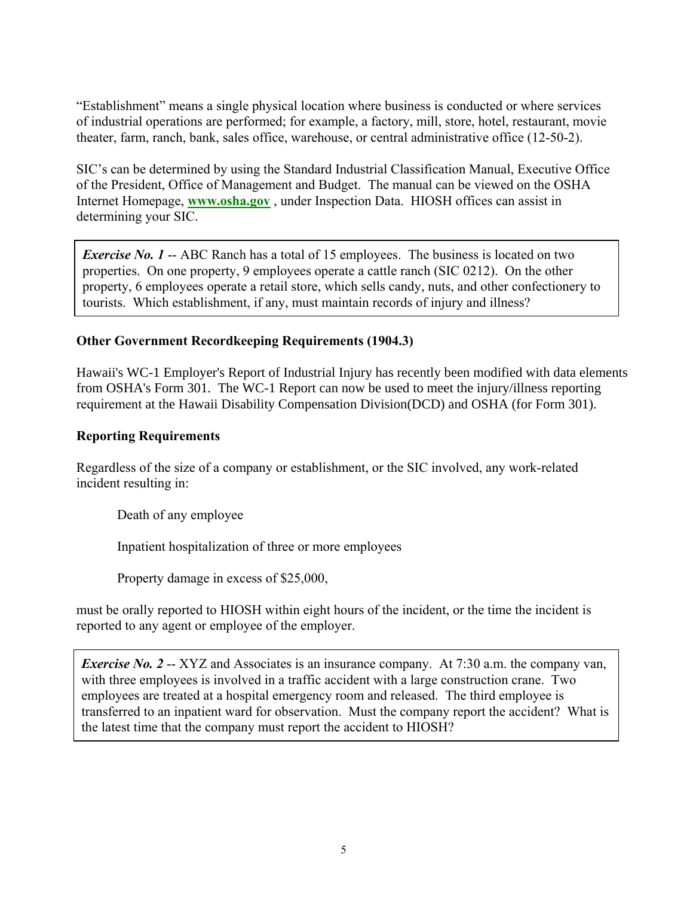"Establishment" means a single physical location where business is conducted or where services of industrial operations are performed; for example, a factory, mill, store, hotel, restaurant, movie theater, farm, ranch, bank, sales office, warehouse, or central administrative office (12-50-2).

SIC's can be determined by using the Standard Industrial Classification Manual, Executive Office of the President, Office of Management and Budget. The manual can be viewed on the OSHA Internet Homepage, **www.osha.gov** , under Inspection Data. HIOSH offices can assist in determining your SIC.

> ***Exercise No. 1*** -- ABC Ranch has a total of 15 employees. The business is located on two properties. On one property, 9 employees operate a cattle ranch (SIC 0212). On the other property, 6 employees operate a retail store, which sells candy, nuts, and other confectionery to tourists. Which establishment, if any, must maintain records of injury and illness?

**Other Government Recordkeeping Requirements (1904.3)**

Hawaii's WC-1 Employer's Report of Industrial Injury has recently been modified with data elements from OSHA's Form 301. The WC-1 Report can now be used to meet the injury/illness reporting requirement at the Hawaii Disability Compensation Division(DCD) and OSHA (for Form 301).

**Reporting Requirements**

Regardless of the size of a company or establishment, or the SIC involved, any work-related incident resulting in:

Death of any employee

Inpatient hospitalization of three or more employees

Property damage in excess of $25,000,

must be orally reported to HIOSH within eight hours of the incident, or the time the incident is reported to any agent or employee of the employer.

> ***Exercise No. 2*** -- XYZ and Associates is an insurance company. At 7:30 a.m. the company van, with three employees is involved in a traffic accident with a large construction crane. Two employees are treated at a hospital emergency room and released. The third employee is transferred to an inpatient ward for observation. Must the company report the accident? What is the latest time that the company must report the accident to HIOSH?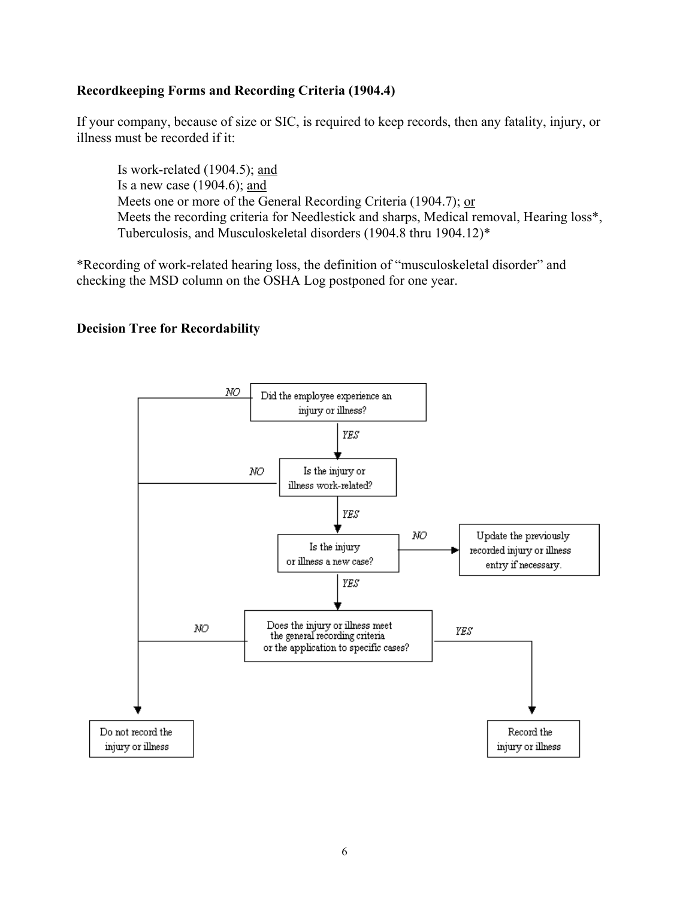### Recordkeeping Forms and Recording Criteria (1904.4)

If your company, because of size or SIC, is required to keep records, then any fatality, injury, or illness must be recorded if it:

> Is work-related (1904.5); <u>and</u>
> Is a new case (1904.6); <u>and</u>
> Meets one or more of the General Recording Criteria (1904.7); <u>or</u>
> Meets the recording criteria for Needlestick and sharps, Medical removal, Hearing loss*, Tuberculosis, and Musculoskeletal disorders (1904.8 thru 1904.12)*

*Recording of work-related hearing loss, the definition of "musculoskeletal disorder" and checking the MSD column on the OSHA Log postponed for one year.

### Decision Tree for Recordability

Did the employee experience an injury or illness?
- NO → Do not record the injury or illness
- YES → Is the injury or illness work-related?
  - NO → Do not record the injury or illness
  - YES → Is the injury or illness a new case?
    - NO → Update the previously recorded injury or illness entry if necessary.
    - YES → Does the injury or illness meet the general recording criteria or the application to specific cases?
      - NO → Do not record the injury or illness
      - YES → Record the injury or illness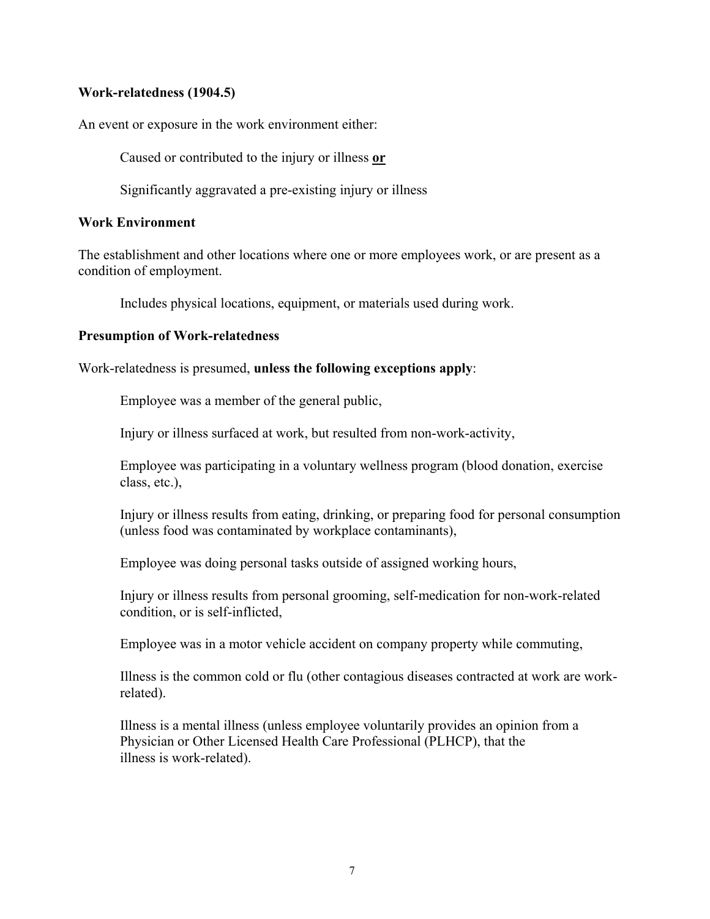**Work-relatedness (1904.5)**

An event or exposure in the work environment either:

Caused or contributed to the injury or illness **<u>or</u>**

Significantly aggravated a pre-existing injury or illness

**Work Environment**

The establishment and other locations where one or more employees work, or are present as a condition of employment.

Includes physical locations, equipment, or materials used during work.

**Presumption of Work-relatedness**

Work-relatedness is presumed, **unless the following exceptions apply**:

Employee was a member of the general public,

Injury or illness surfaced at work, but resulted from non-work-activity,

Employee was participating in a voluntary wellness program (blood donation, exercise class, etc.),

Injury or illness results from eating, drinking, or preparing food for personal consumption (unless food was contaminated by workplace contaminants),

Employee was doing personal tasks outside of assigned working hours,

Injury or illness results from personal grooming, self-medication for non-work-related condition, or is self-inflicted,

Employee was in a motor vehicle accident on company property while commuting,

Illness is the common cold or flu (other contagious diseases contracted at work are work-related).

Illness is a mental illness (unless employee voluntarily provides an opinion from a Physician or Other Licensed Health Care Professional (PLHCP), that the illness is work-related).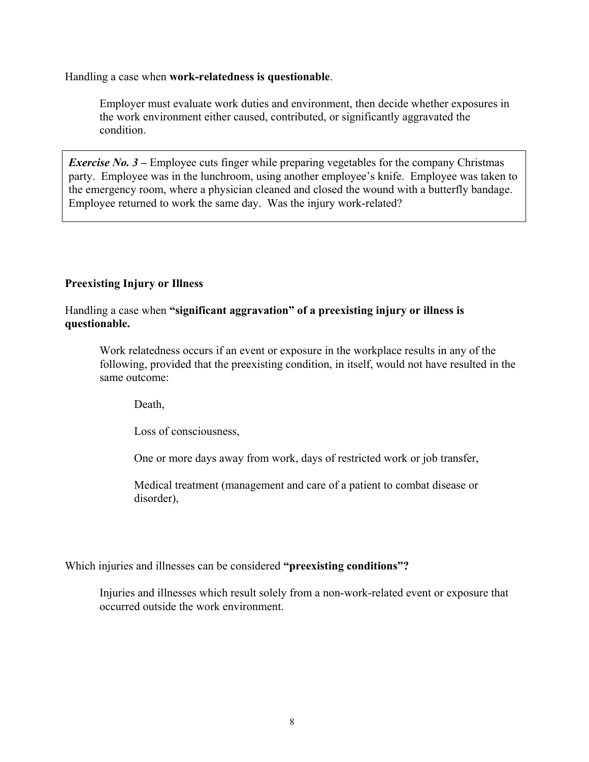Handling a case when **work-relatedness is questionable**.

Employer must evaluate work duties and environment, then decide whether exposures in the work environment either caused, contributed, or significantly aggravated the condition.

> ***Exercise No. 3*** – Employee cuts finger while preparing vegetables for the company Christmas party. Employee was in the lunchroom, using another employee's knife. Employee was taken to the emergency room, where a physician cleaned and closed the wound with a butterfly bandage. Employee returned to work the same day. Was the injury work-related?

**Preexisting Injury or Illness**

Handling a case when **"significant aggravation" of a preexisting injury or illness is questionable.**

Work relatedness occurs if an event or exposure in the workplace results in any of the following, provided that the preexisting condition, in itself, would not have resulted in the same outcome:

Death,

Loss of consciousness,

One or more days away from work, days of restricted work or job transfer,

Medical treatment (management and care of a patient to combat disease or disorder),

Which injuries and illnesses can be considered **"preexisting conditions"?**

Injuries and illnesses which result solely from a non-work-related event or exposure that occurred outside the work environment.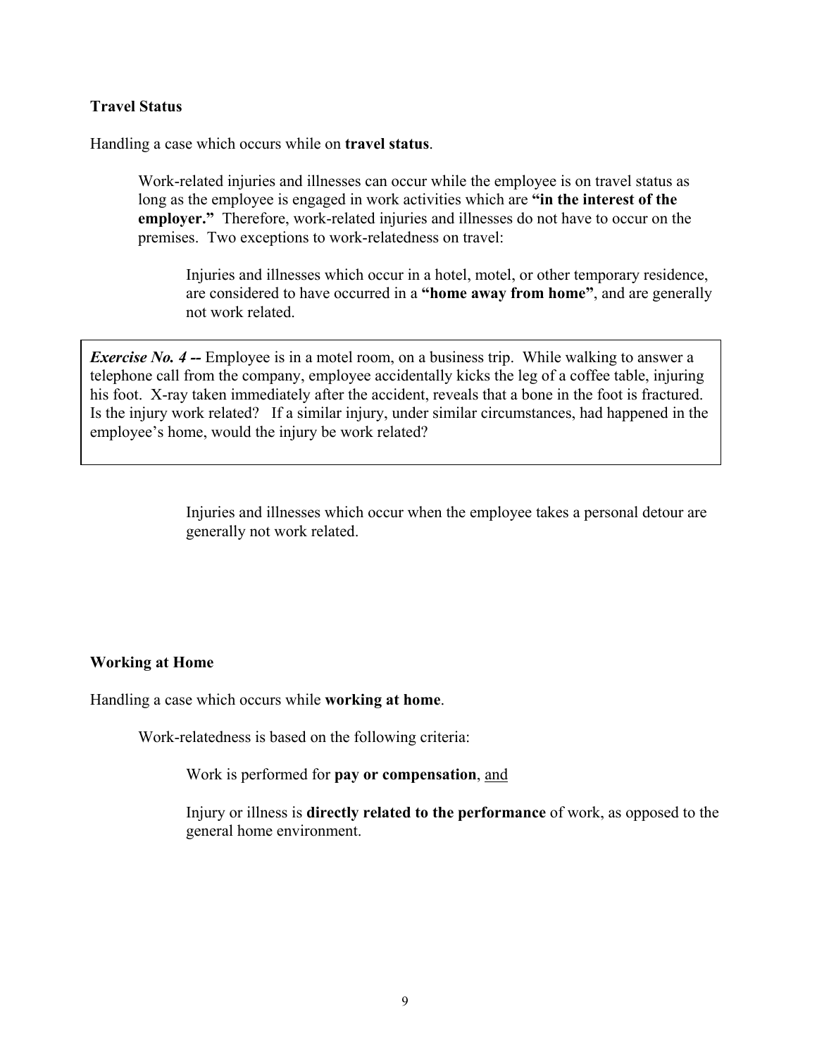**Travel Status**

Handling a case which occurs while on **travel status**.

> Work-related injuries and illnesses can occur while the employee is on travel status as long as the employee is engaged in work activities which are **"in the interest of the employer."** Therefore, work-related injuries and illnesses do not have to occur on the premises. Two exceptions to work-relatedness on travel:
>
> > Injuries and illnesses which occur in a hotel, motel, or other temporary residence, are considered to have occurred in a **"home away from home"**, and are generally not work related.

***Exercise No. 4 --*** Employee is in a motel room, on a business trip. While walking to answer a telephone call from the company, employee accidentally kicks the leg of a coffee table, injuring his foot. X-ray taken immediately after the accident, reveals that a bone in the foot is fractured. Is the injury work related? If a similar injury, under similar circumstances, had happened in the employee's home, would the injury be work related?

> > Injuries and illnesses which occur when the employee takes a personal detour are generally not work related.

**Working at Home**

Handling a case which occurs while **working at home**.

> Work-relatedness is based on the following criteria:
>
> > Work is performed for **pay or compensation**, <u>and</u>
> >
> > Injury or illness is **directly related to the performance** of work, as opposed to the general home environment.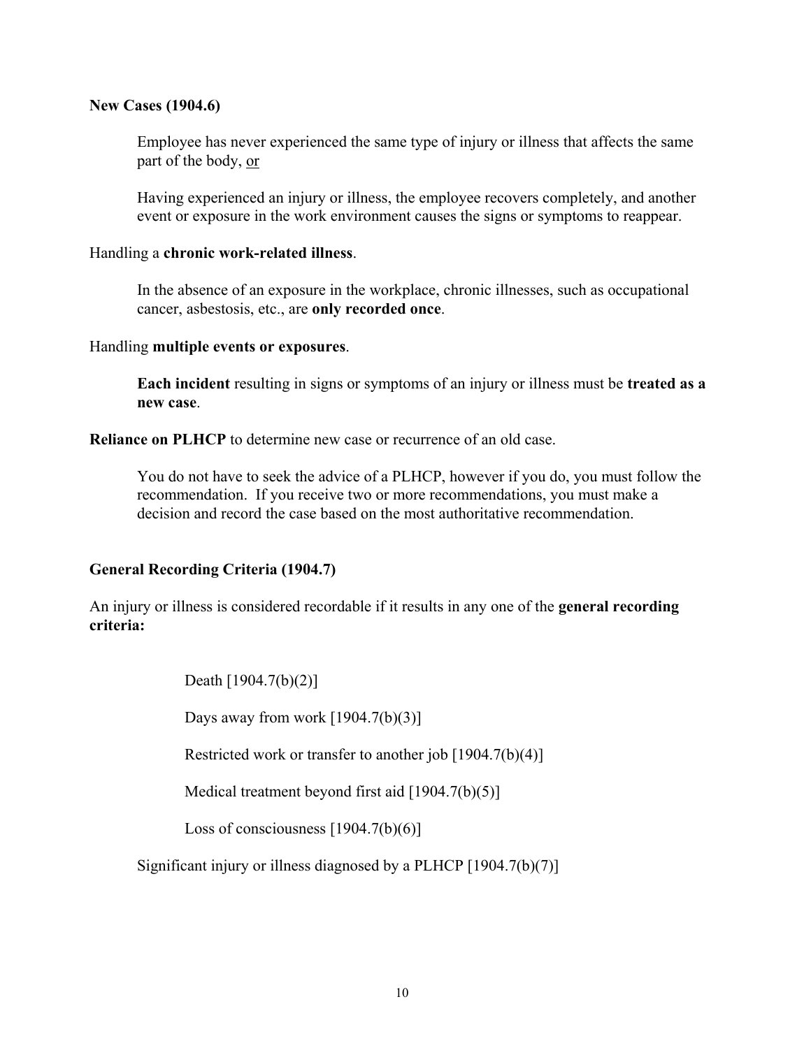**New Cases (1904.6)**

Employee has never experienced the same type of injury or illness that affects the same part of the body, <u>or</u>

Having experienced an injury or illness, the employee recovers completely, and another event or exposure in the work environment causes the signs or symptoms to reappear.

Handling a **chronic work-related illness**.

In the absence of an exposure in the workplace, chronic illnesses, such as occupational cancer, asbestosis, etc., are **only recorded once**.

Handling **multiple events or exposures**.

**Each incident** resulting in signs or symptoms of an injury or illness must be **treated as a new case**.

**Reliance on PLHCP** to determine new case or recurrence of an old case.

You do not have to seek the advice of a PLHCP, however if you do, you must follow the recommendation. If you receive two or more recommendations, you must make a decision and record the case based on the most authoritative recommendation.

**General Recording Criteria (1904.7)**

An injury or illness is considered recordable if it results in any one of the **general recording criteria:**

Death [1904.7(b)(2)]

Days away from work [1904.7(b)(3)]

Restricted work or transfer to another job [1904.7(b)(4)]

Medical treatment beyond first aid [1904.7(b)(5)]

Loss of consciousness [1904.7(b)(6)]

Significant injury or illness diagnosed by a PLHCP [1904.7(b)(7)]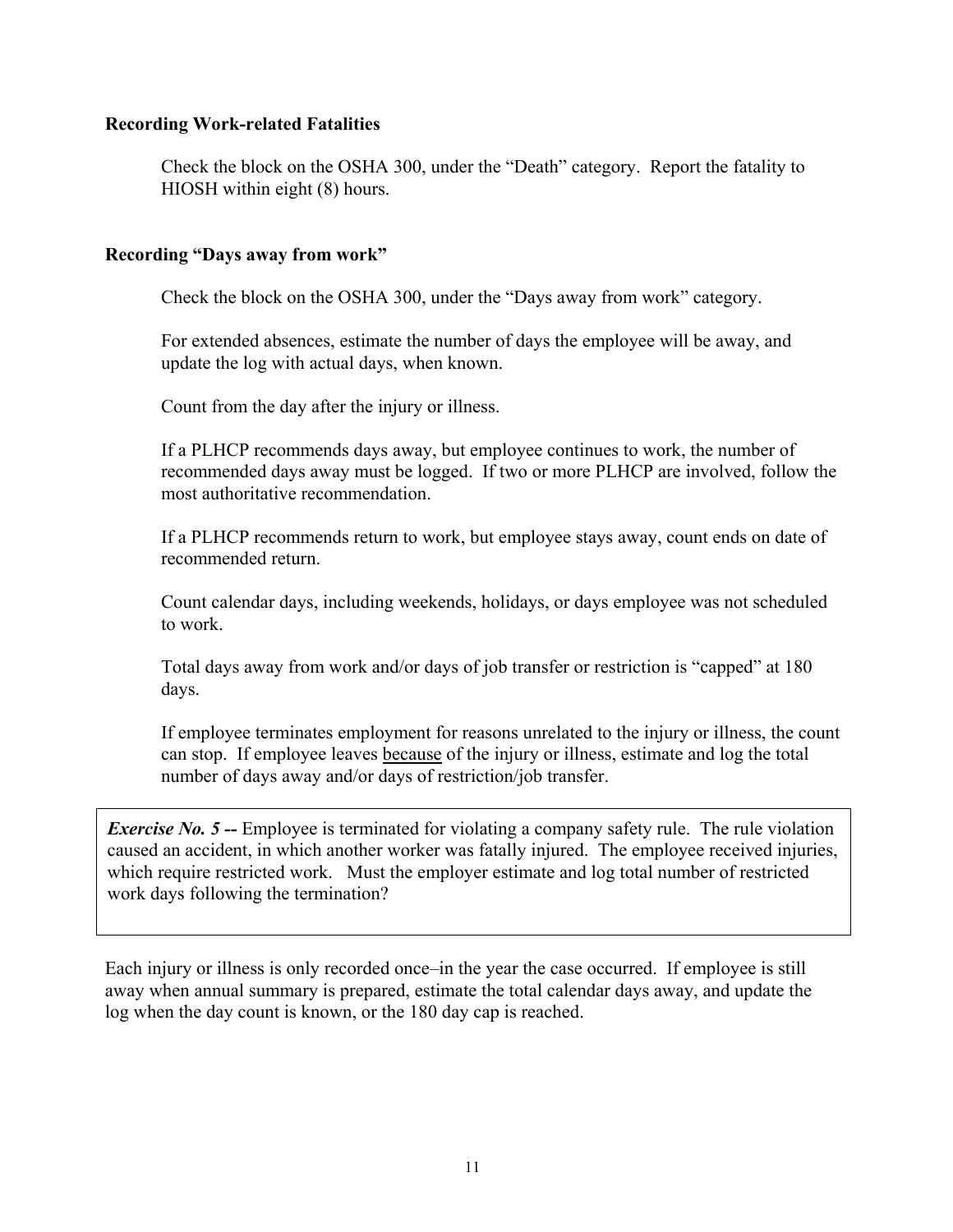**Recording Work-related Fatalities**

Check the block on the OSHA 300, under the "Death" category. Report the fatality to HIOSH within eight (8) hours.

**Recording "Days away from work"**

Check the block on the OSHA 300, under the "Days away from work" category.

For extended absences, estimate the number of days the employee will be away, and update the log with actual days, when known.

Count from the day after the injury or illness.

If a PLHCP recommends days away, but employee continues to work, the number of recommended days away must be logged. If two or more PLHCP are involved, follow the most authoritative recommendation.

If a PLHCP recommends return to work, but employee stays away, count ends on date of recommended return.

Count calendar days, including weekends, holidays, or days employee was not scheduled to work.

Total days away from work and/or days of job transfer or restriction is "capped" at 180 days.

If employee terminates employment for reasons unrelated to the injury or illness, the count can stop. If employee leaves because of the injury or illness, estimate and log the total number of days away and/or days of restriction/job transfer.

> ***Exercise No. 5 --*** Employee is terminated for violating a company safety rule. The rule violation caused an accident, in which another worker was fatally injured. The employee received injuries, which require restricted work. Must the employer estimate and log total number of restricted work days following the termination?

Each injury or illness is only recorded once–in the year the case occurred. If employee is still away when annual summary is prepared, estimate the total calendar days away, and update the log when the day count is known, or the 180 day cap is reached.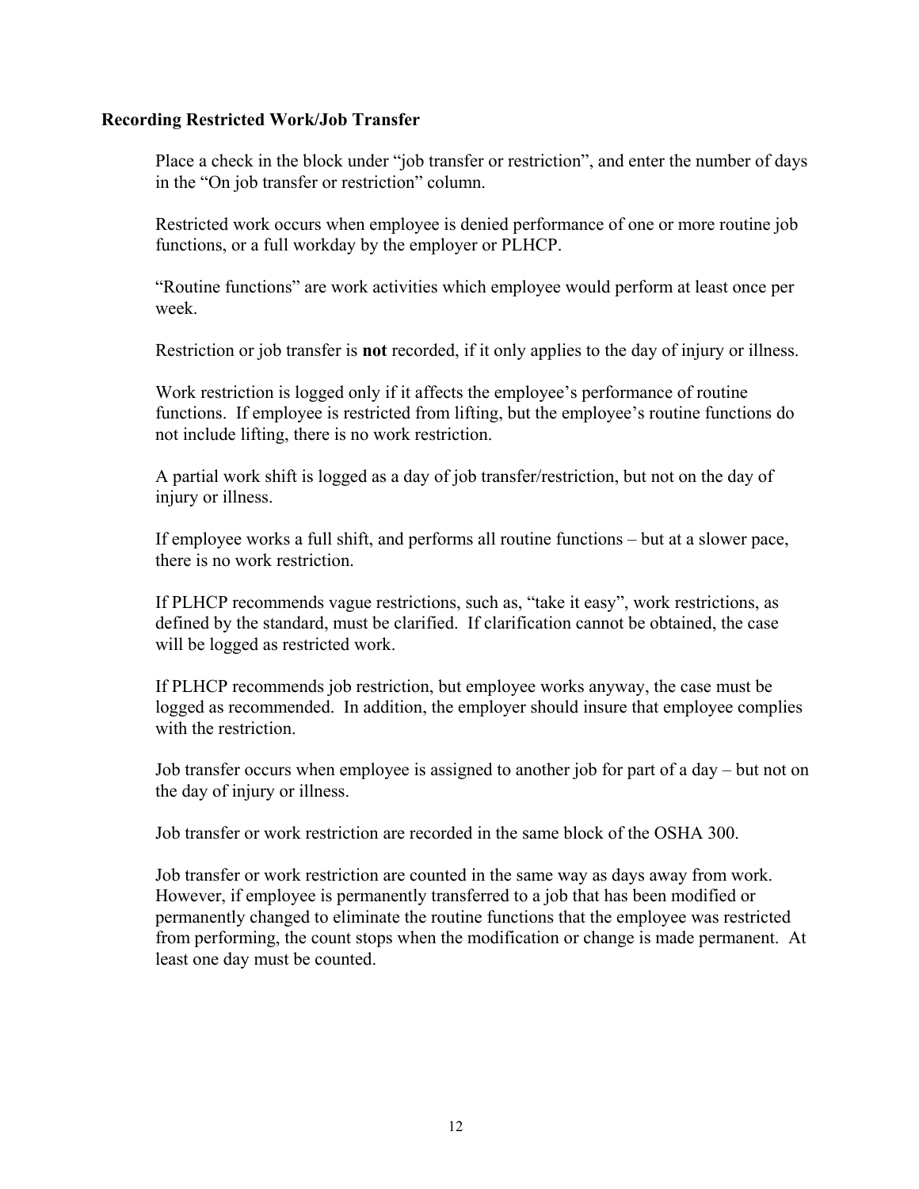**Recording Restricted Work/Job Transfer**

Place a check in the block under "job transfer or restriction", and enter the number of days in the "On job transfer or restriction" column.

Restricted work occurs when employee is denied performance of one or more routine job functions, or a full workday by the employer or PLHCP.

"Routine functions" are work activities which employee would perform at least once per week.

Restriction or job transfer is **not** recorded, if it only applies to the day of injury or illness.

Work restriction is logged only if it affects the employee's performance of routine functions. If employee is restricted from lifting, but the employee's routine functions do not include lifting, there is no work restriction.

A partial work shift is logged as a day of job transfer/restriction, but not on the day of injury or illness.

If employee works a full shift, and performs all routine functions – but at a slower pace, there is no work restriction.

If PLHCP recommends vague restrictions, such as, "take it easy", work restrictions, as defined by the standard, must be clarified. If clarification cannot be obtained, the case will be logged as restricted work.

If PLHCP recommends job restriction, but employee works anyway, the case must be logged as recommended. In addition, the employer should insure that employee complies with the restriction.

Job transfer occurs when employee is assigned to another job for part of a day – but not on the day of injury or illness.

Job transfer or work restriction are recorded in the same block of the OSHA 300.

Job transfer or work restriction are counted in the same way as days away from work. However, if employee is permanently transferred to a job that has been modified or permanently changed to eliminate the routine functions that the employee was restricted from performing, the count stops when the modification or change is made permanent. At least one day must be counted.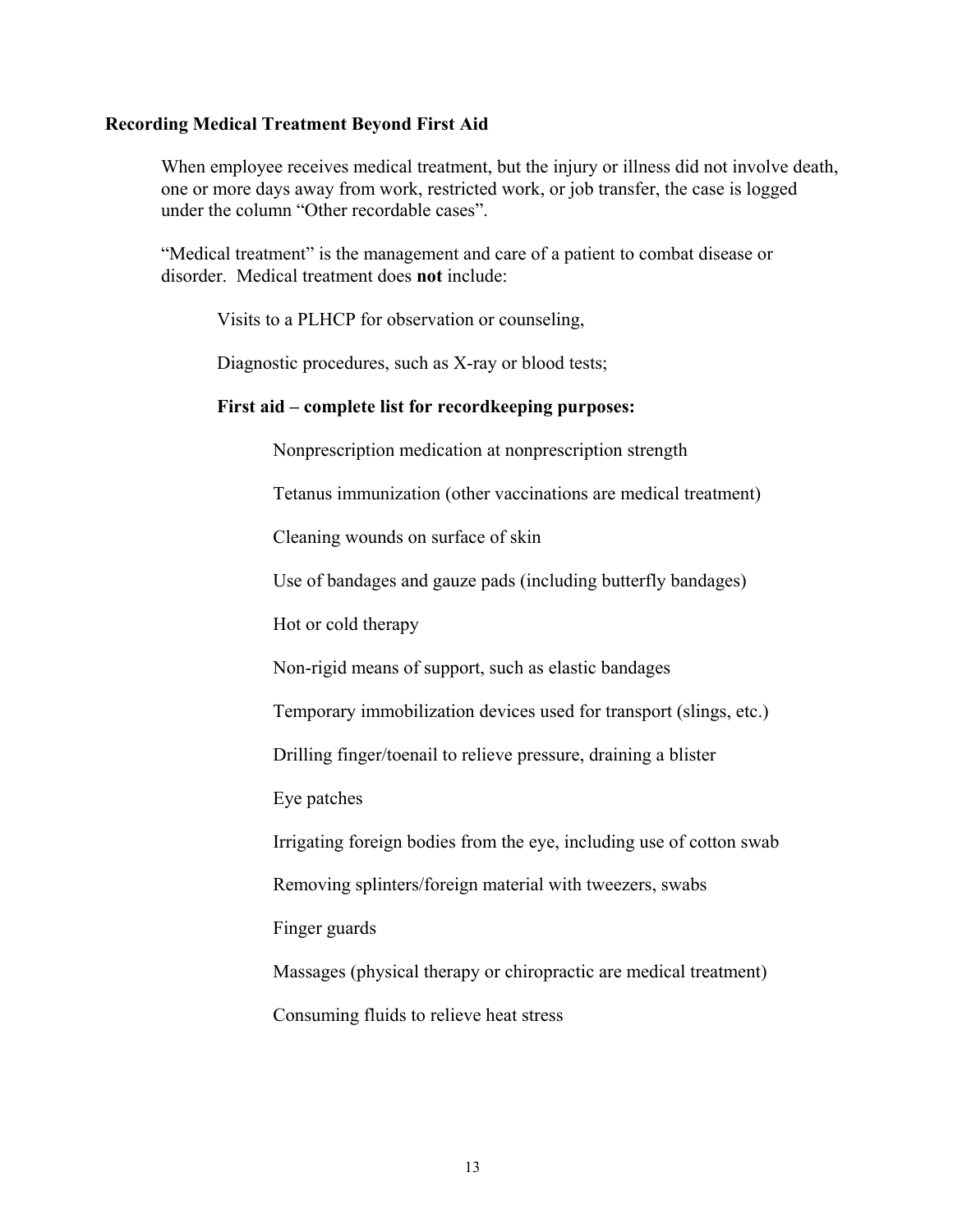**Recording Medical Treatment Beyond First Aid**

When employee receives medical treatment, but the injury or illness did not involve death, one or more days away from work, restricted work, or job transfer, the case is logged under the column "Other recordable cases".

"Medical treatment" is the management and care of a patient to combat disease or disorder. Medical treatment does **not** include:

Visits to a PLHCP for observation or counseling,

Diagnostic procedures, such as X-ray or blood tests;

**First aid – complete list for recordkeeping purposes:**

Nonprescription medication at nonprescription strength

Tetanus immunization (other vaccinations are medical treatment)

Cleaning wounds on surface of skin

Use of bandages and gauze pads (including butterfly bandages)

Hot or cold therapy

Non-rigid means of support, such as elastic bandages

Temporary immobilization devices used for transport (slings, etc.)

Drilling finger/toenail to relieve pressure, draining a blister

Eye patches

Irrigating foreign bodies from the eye, including use of cotton swab

Removing splinters/foreign material with tweezers, swabs

Finger guards

Massages (physical therapy or chiropractic are medical treatment)

Consuming fluids to relieve heat stress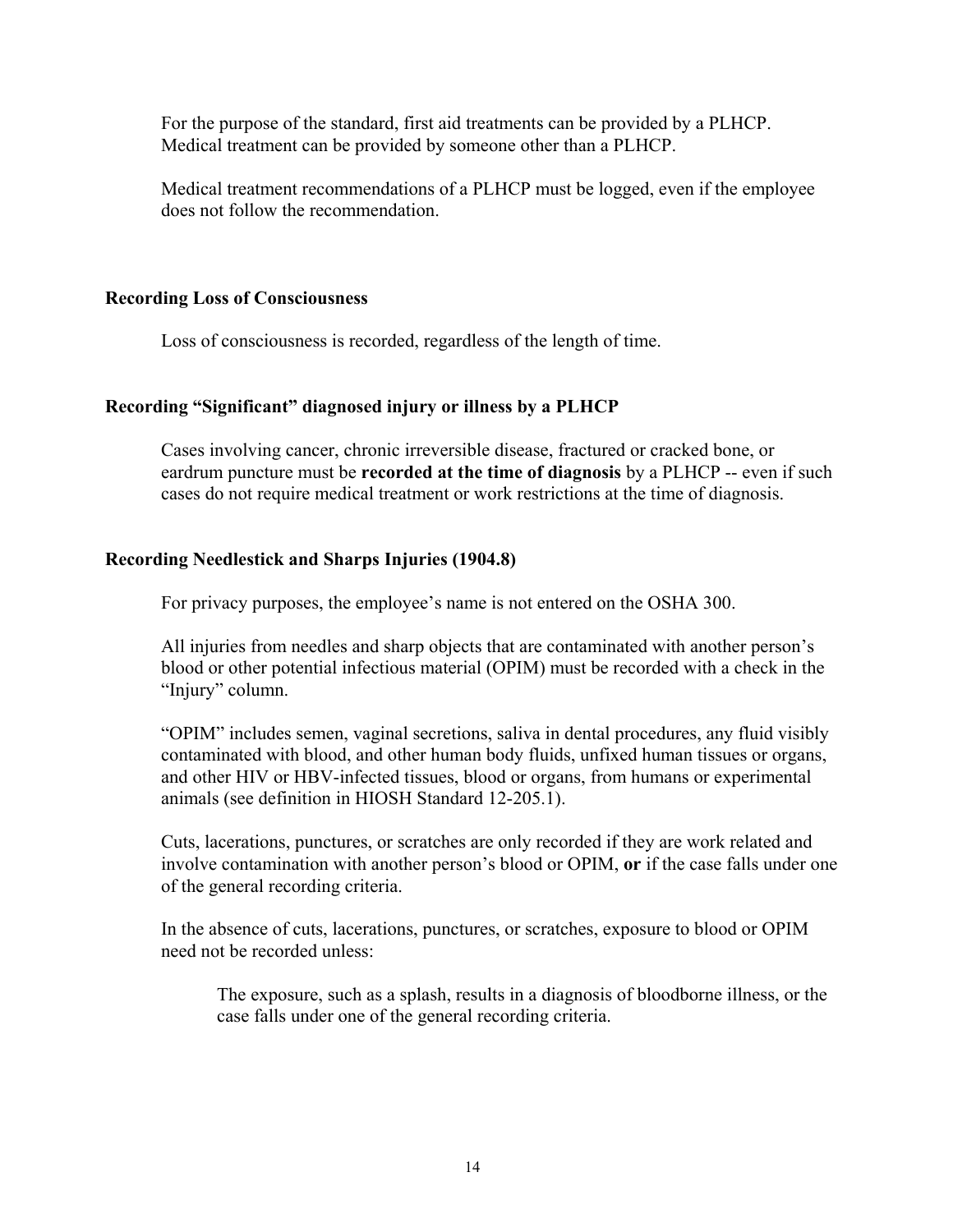For the purpose of the standard, first aid treatments can be provided by a PLHCP. Medical treatment can be provided by someone other than a PLHCP.

Medical treatment recommendations of a PLHCP must be logged, even if the employee does not follow the recommendation.

### Recording Loss of Consciousness

Loss of consciousness is recorded, regardless of the length of time.

### Recording "Significant" diagnosed injury or illness by a PLHCP

Cases involving cancer, chronic irreversible disease, fractured or cracked bone, or eardrum puncture must be **recorded at the time of diagnosis** by a PLHCP -- even if such cases do not require medical treatment or work restrictions at the time of diagnosis.

### Recording Needlestick and Sharps Injuries (1904.8)

For privacy purposes, the employee's name is not entered on the OSHA 300.

All injuries from needles and sharp objects that are contaminated with another person's blood or other potential infectious material (OPIM) must be recorded with a check in the "Injury" column.

"OPIM" includes semen, vaginal secretions, saliva in dental procedures, any fluid visibly contaminated with blood, and other human body fluids, unfixed human tissues or organs, and other HIV or HBV-infected tissues, blood or organs, from humans or experimental animals (see definition in HIOSH Standard 12-205.1).

Cuts, lacerations, punctures, or scratches are only recorded if they are work related and involve contamination with another person's blood or OPIM, **or** if the case falls under one of the general recording criteria.

In the absence of cuts, lacerations, punctures, or scratches, exposure to blood or OPIM need not be recorded unless:

> The exposure, such as a splash, results in a diagnosis of bloodborne illness, or the case falls under one of the general recording criteria.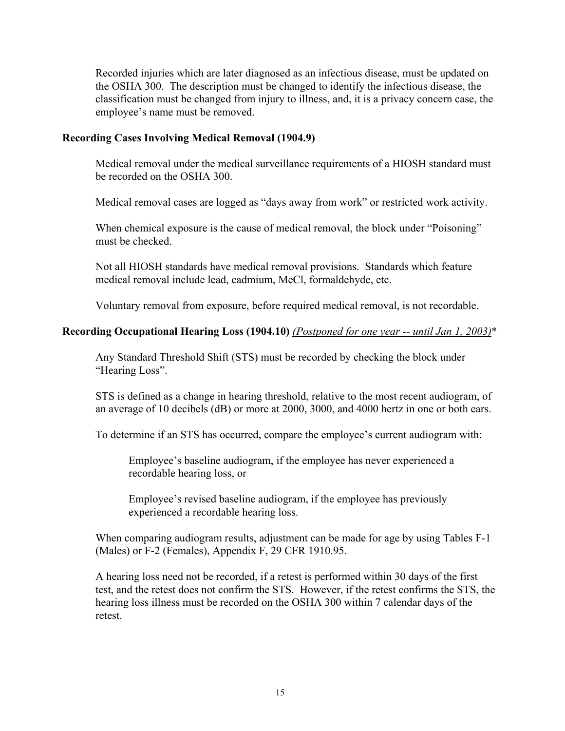Recorded injuries which are later diagnosed as an infectious disease, must be updated on the OSHA 300. The description must be changed to identify the infectious disease, the classification must be changed from injury to illness, and, it is a privacy concern case, the employee's name must be removed.

**Recording Cases Involving Medical Removal (1904.9)**

Medical removal under the medical surveillance requirements of a HIOSH standard must be recorded on the OSHA 300.

Medical removal cases are logged as "days away from work" or restricted work activity.

When chemical exposure is the cause of medical removal, the block under "Poisoning" must be checked.

Not all HIOSH standards have medical removal provisions. Standards which feature medical removal include lead, cadmium, MeCl, formaldehyde, etc.

Voluntary removal from exposure, before required medical removal, is not recordable.

**Recording Occupational Hearing Loss (1904.10)** *(Postponed for one year -- until Jan 1, 2003)**

Any Standard Threshold Shift (STS) must be recorded by checking the block under "Hearing Loss".

STS is defined as a change in hearing threshold, relative to the most recent audiogram, of an average of 10 decibels (dB) or more at 2000, 3000, and 4000 hertz in one or both ears.

To determine if an STS has occurred, compare the employee's current audiogram with:

> Employee's baseline audiogram, if the employee has never experienced a recordable hearing loss, or
>
> Employee's revised baseline audiogram, if the employee has previously experienced a recordable hearing loss.

When comparing audiogram results, adjustment can be made for age by using Tables F-1 (Males) or F-2 (Females), Appendix F, 29 CFR 1910.95.

A hearing loss need not be recorded, if a retest is performed within 30 days of the first test, and the retest does not confirm the STS. However, if the retest confirms the STS, the hearing loss illness must be recorded on the OSHA 300 within 7 calendar days of the retest.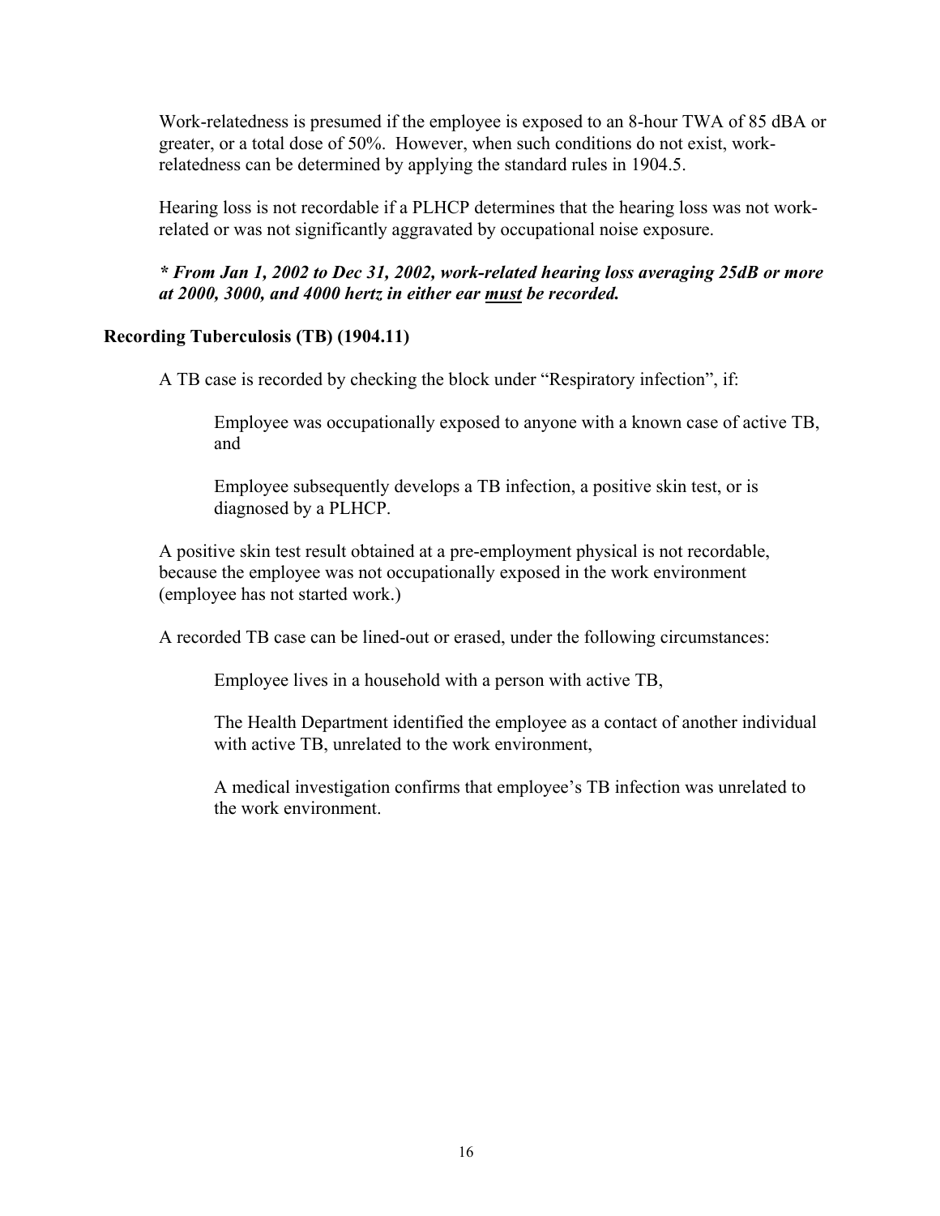Work-relatedness is presumed if the employee is exposed to an 8-hour TWA of 85 dBA or greater, or a total dose of 50%. However, when such conditions do not exist, work-relatedness can be determined by applying the standard rules in 1904.5.

Hearing loss is not recordable if a PLHCP determines that the hearing loss was not work-related or was not significantly aggravated by occupational noise exposure.

***\* From Jan 1, 2002 to Dec 31, 2002, work-related hearing loss averaging 25dB or more at 2000, 3000, and 4000 hertz in either ear <u>must</u> be recorded.***

**Recording Tuberculosis (TB) (1904.11)**

A TB case is recorded by checking the block under "Respiratory infection", if:

> Employee was occupationally exposed to anyone with a known case of active TB, and
>
> Employee subsequently develops a TB infection, a positive skin test, or is diagnosed by a PLHCP.

A positive skin test result obtained at a pre-employment physical is not recordable, because the employee was not occupationally exposed in the work environment (employee has not started work.)

A recorded TB case can be lined-out or erased, under the following circumstances:

> Employee lives in a household with a person with active TB,
>
> The Health Department identified the employee as a contact of another individual with active TB, unrelated to the work environment,
>
> A medical investigation confirms that employee's TB infection was unrelated to the work environment.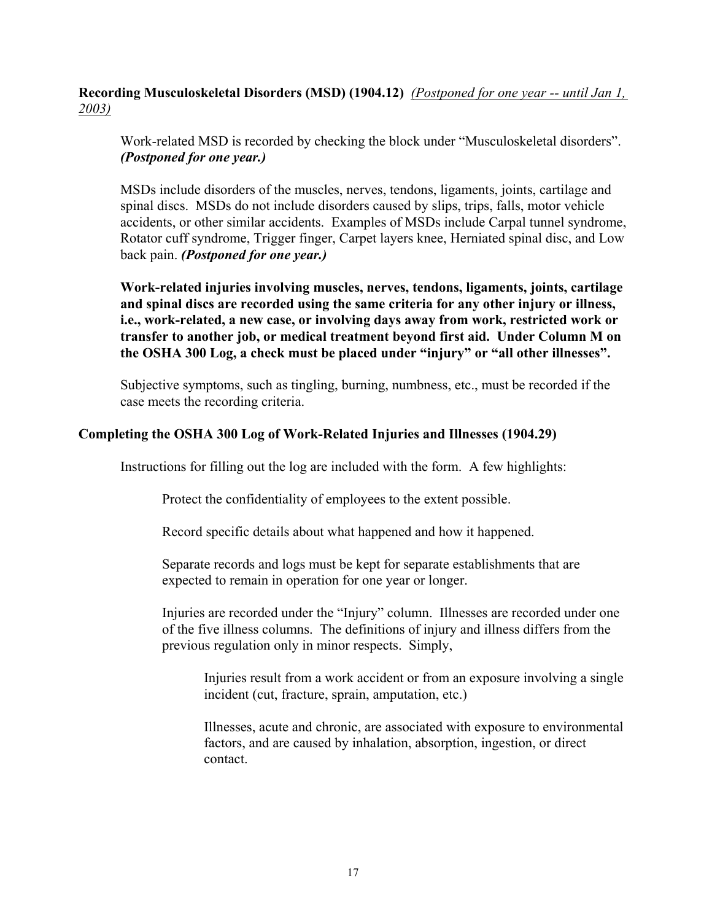**Recording Musculoskeletal Disorders (MSD) (1904.12)** *(Postponed for one year -- until Jan 1, 2003)*

Work-related MSD is recorded by checking the block under "Musculoskeletal disorders". ***(Postponed for one year.)***

MSDs include disorders of the muscles, nerves, tendons, ligaments, joints, cartilage and spinal discs. MSDs do not include disorders caused by slips, trips, falls, motor vehicle accidents, or other similar accidents. Examples of MSDs include Carpal tunnel syndrome, Rotator cuff syndrome, Trigger finger, Carpet layers knee, Herniated spinal disc, and Low back pain. ***(Postponed for one year.)***

**Work-related injuries involving muscles, nerves, tendons, ligaments, joints, cartilage and spinal discs are recorded using the same criteria for any other injury or illness, i.e., work-related, a new case, or involving days away from work, restricted work or transfer to another job, or medical treatment beyond first aid. Under Column M on the OSHA 300 Log, a check must be placed under "injury" or "all other illnesses".**

Subjective symptoms, such as tingling, burning, numbness, etc., must be recorded if the case meets the recording criteria.

**Completing the OSHA 300 Log of Work-Related Injuries and Illnesses (1904.29)**

Instructions for filling out the log are included with the form. A few highlights:

Protect the confidentiality of employees to the extent possible.

Record specific details about what happened and how it happened.

Separate records and logs must be kept for separate establishments that are expected to remain in operation for one year or longer.

Injuries are recorded under the "Injury" column. Illnesses are recorded under one of the five illness columns. The definitions of injury and illness differs from the previous regulation only in minor respects. Simply,

Injuries result from a work accident or from an exposure involving a single incident (cut, fracture, sprain, amputation, etc.)

Illnesses, acute and chronic, are associated with exposure to environmental factors, and are caused by inhalation, absorption, ingestion, or direct contact.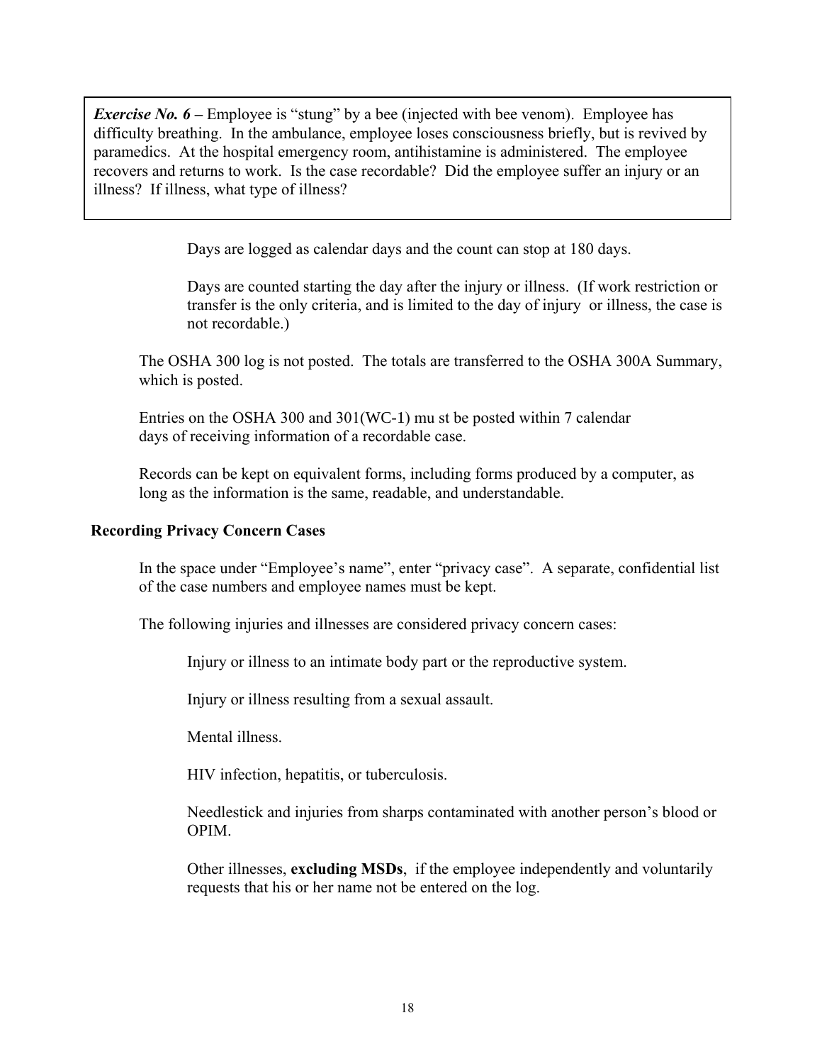> ***Exercise No. 6 –*** Employee is "stung" by a bee (injected with bee venom). Employee has difficulty breathing. In the ambulance, employee loses consciousness briefly, but is revived by paramedics. At the hospital emergency room, antihistamine is administered. The employee recovers and returns to work. Is the case recordable? Did the employee suffer an injury or an illness? If illness, what type of illness?

Days are logged as calendar days and the count can stop at 180 days.

Days are counted starting the day after the injury or illness. (If work restriction or transfer is the only criteria, and is limited to the day of injury or illness, the case is not recordable.)

The OSHA 300 log is not posted. The totals are transferred to the OSHA 300A Summary, which is posted.

Entries on the OSHA 300 and 301(WC-1) mu st be posted within 7 calendar days of receiving information of a recordable case.

Records can be kept on equivalent forms, including forms produced by a computer, as long as the information is the same, readable, and understandable.

### Recording Privacy Concern Cases

In the space under "Employee's name", enter "privacy case". A separate, confidential list of the case numbers and employee names must be kept.

The following injuries and illnesses are considered privacy concern cases:

Injury or illness to an intimate body part or the reproductive system.

Injury or illness resulting from a sexual assault.

Mental illness.

HIV infection, hepatitis, or tuberculosis.

Needlestick and injuries from sharps contaminated with another person's blood or OPIM.

Other illnesses, **excluding MSDs**, if the employee independently and voluntarily requests that his or her name not be entered on the log.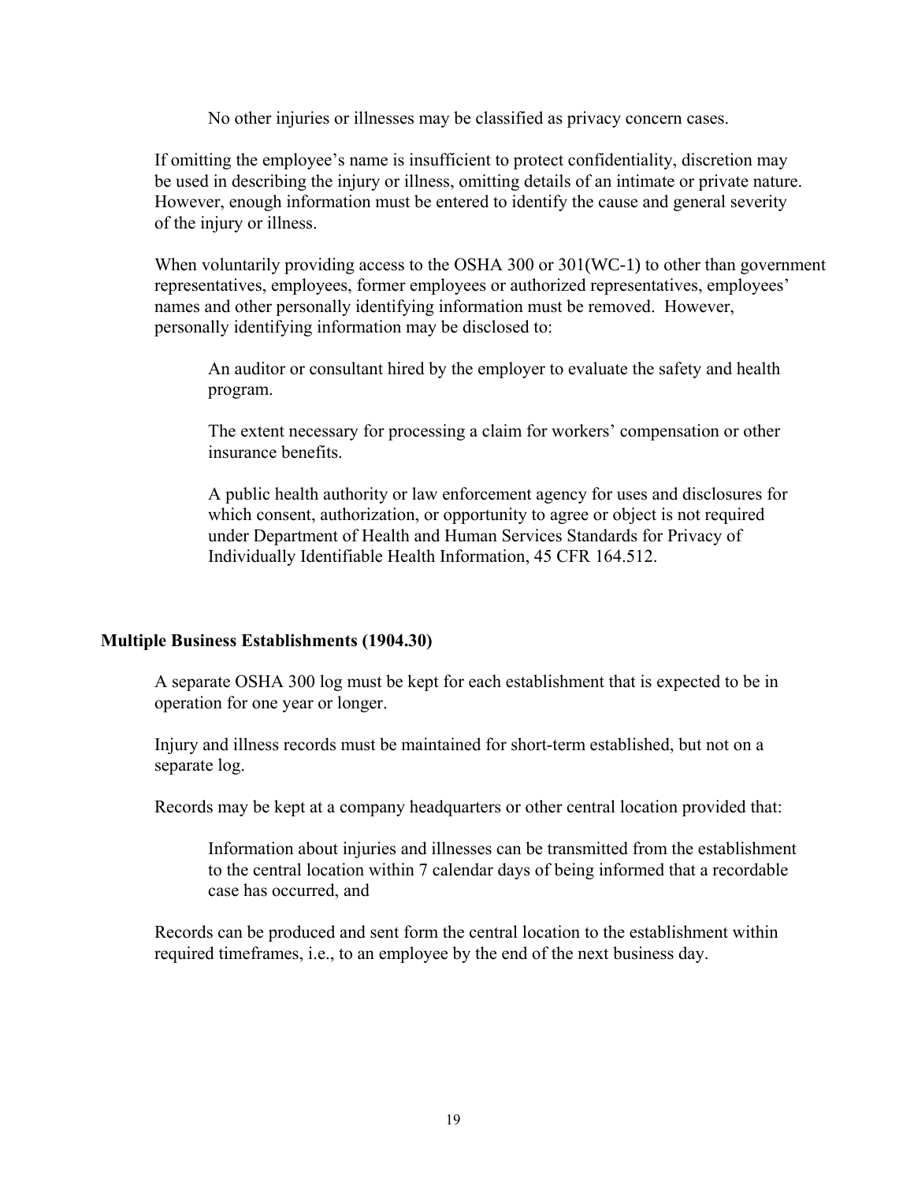No other injuries or illnesses may be classified as privacy concern cases.

If omitting the employee's name is insufficient to protect confidentiality, discretion may be used in describing the injury or illness, omitting details of an intimate or private nature. However, enough information must be entered to identify the cause and general severity of the injury or illness.

When voluntarily providing access to the OSHA 300 or 301(WC-1) to other than government representatives, employees, former employees or authorized representatives, employees' names and other personally identifying information must be removed. However, personally identifying information may be disclosed to:

An auditor or consultant hired by the employer to evaluate the safety and health program.

The extent necessary for processing a claim for workers' compensation or other insurance benefits.

A public health authority or law enforcement agency for uses and disclosures for which consent, authorization, or opportunity to agree or object is not required under Department of Health and Human Services Standards for Privacy of Individually Identifiable Health Information, 45 CFR 164.512.

**Multiple Business Establishments (1904.30)**

A separate OSHA 300 log must be kept for each establishment that is expected to be in operation for one year or longer.

Injury and illness records must be maintained for short-term established, but not on a separate log.

Records may be kept at a company headquarters or other central location provided that:

Information about injuries and illnesses can be transmitted from the establishment to the central location within 7 calendar days of being informed that a recordable case has occurred, and

Records can be produced and sent form the central location to the establishment within required timeframes, i.e., to an employee by the end of the next business day.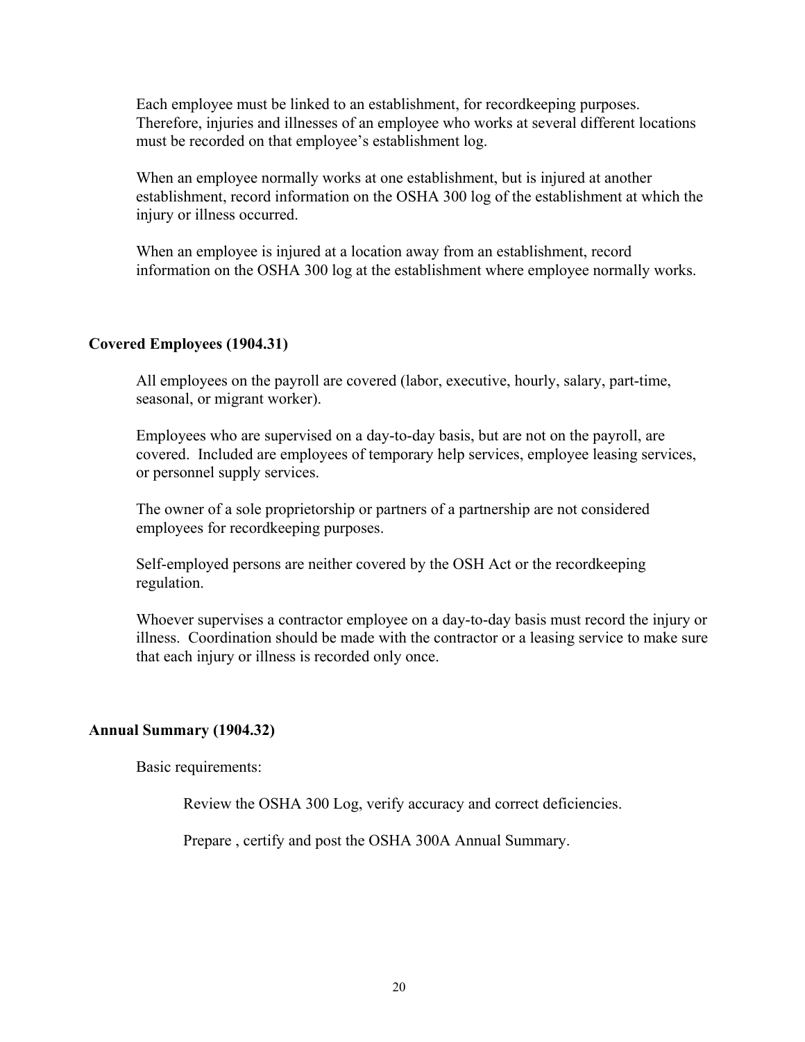Each employee must be linked to an establishment, for recordkeeping purposes. Therefore, injuries and illnesses of an employee who works at several different locations must be recorded on that employee's establishment log.

When an employee normally works at one establishment, but is injured at another establishment, record information on the OSHA 300 log of the establishment at which the injury or illness occurred.

When an employee is injured at a location away from an establishment, record information on the OSHA 300 log at the establishment where employee normally works.

**Covered Employees (1904.31)**

All employees on the payroll are covered (labor, executive, hourly, salary, part-time, seasonal, or migrant worker).

Employees who are supervised on a day-to-day basis, but are not on the payroll, are covered. Included are employees of temporary help services, employee leasing services, or personnel supply services.

The owner of a sole proprietorship or partners of a partnership are not considered employees for recordkeeping purposes.

Self-employed persons are neither covered by the OSH Act or the recordkeeping regulation.

Whoever supervises a contractor employee on a day-to-day basis must record the injury or illness. Coordination should be made with the contractor or a leasing service to make sure that each injury or illness is recorded only once.

**Annual Summary (1904.32)**

Basic requirements:

Review the OSHA 300 Log, verify accuracy and correct deficiencies.

Prepare , certify and post the OSHA 300A Annual Summary.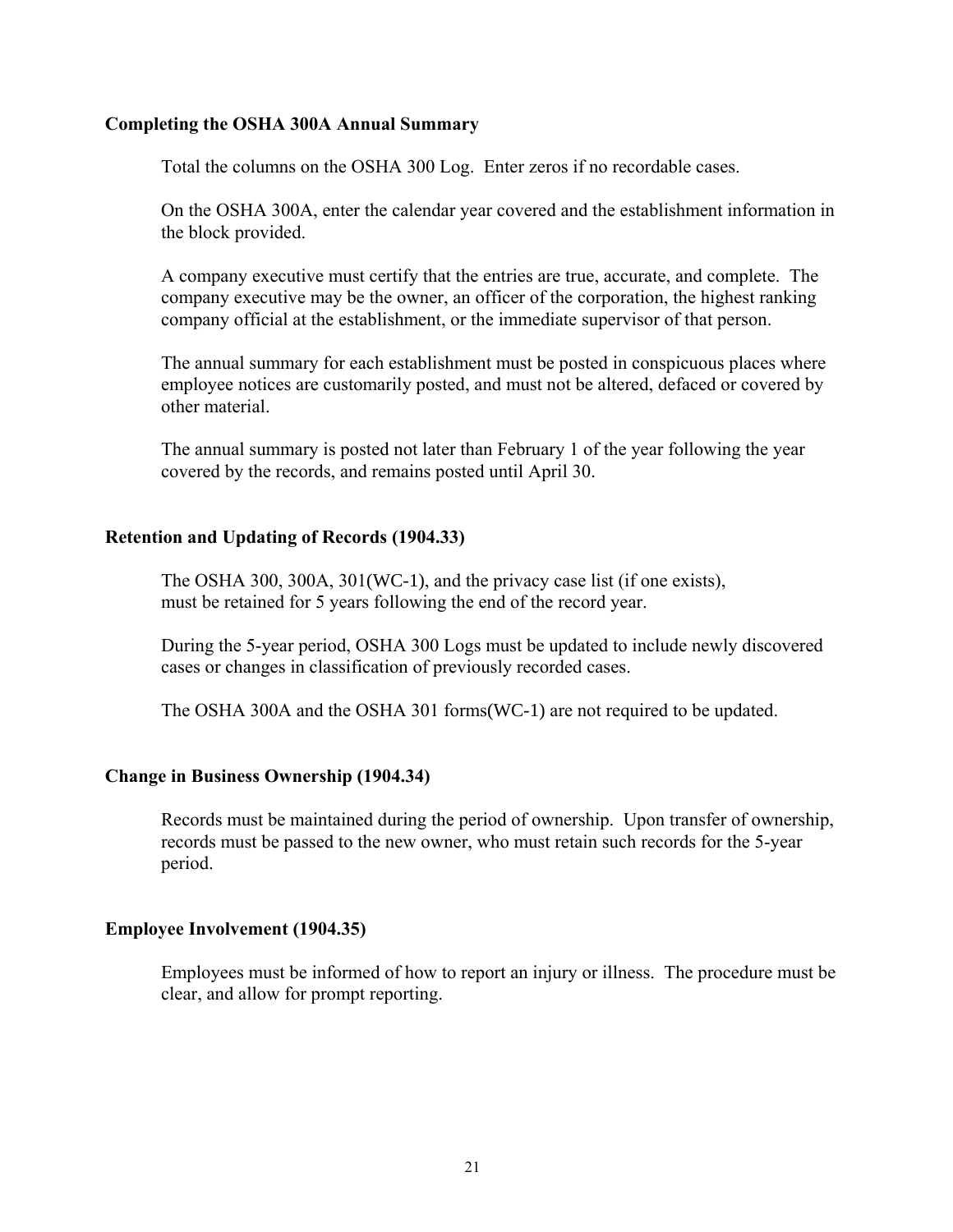### Completing the OSHA 300A Annual Summary

Total the columns on the OSHA 300 Log. Enter zeros if no recordable cases.

On the OSHA 300A, enter the calendar year covered and the establishment information in the block provided.

A company executive must certify that the entries are true, accurate, and complete. The company executive may be the owner, an officer of the corporation, the highest ranking company official at the establishment, or the immediate supervisor of that person.

The annual summary for each establishment must be posted in conspicuous places where employee notices are customarily posted, and must not be altered, defaced or covered by other material.

The annual summary is posted not later than February 1 of the year following the year covered by the records, and remains posted until April 30.

### Retention and Updating of Records (1904.33)

The OSHA 300, 300A, 301(WC-1), and the privacy case list (if one exists), must be retained for 5 years following the end of the record year.

During the 5-year period, OSHA 300 Logs must be updated to include newly discovered cases or changes in classification of previously recorded cases.

The OSHA 300A and the OSHA 301 forms(WC-1) are not required to be updated.

### Change in Business Ownership (1904.34)

Records must be maintained during the period of ownership. Upon transfer of ownership, records must be passed to the new owner, who must retain such records for the 5-year period.

### Employee Involvement (1904.35)

Employees must be informed of how to report an injury or illness. The procedure must be clear, and allow for prompt reporting.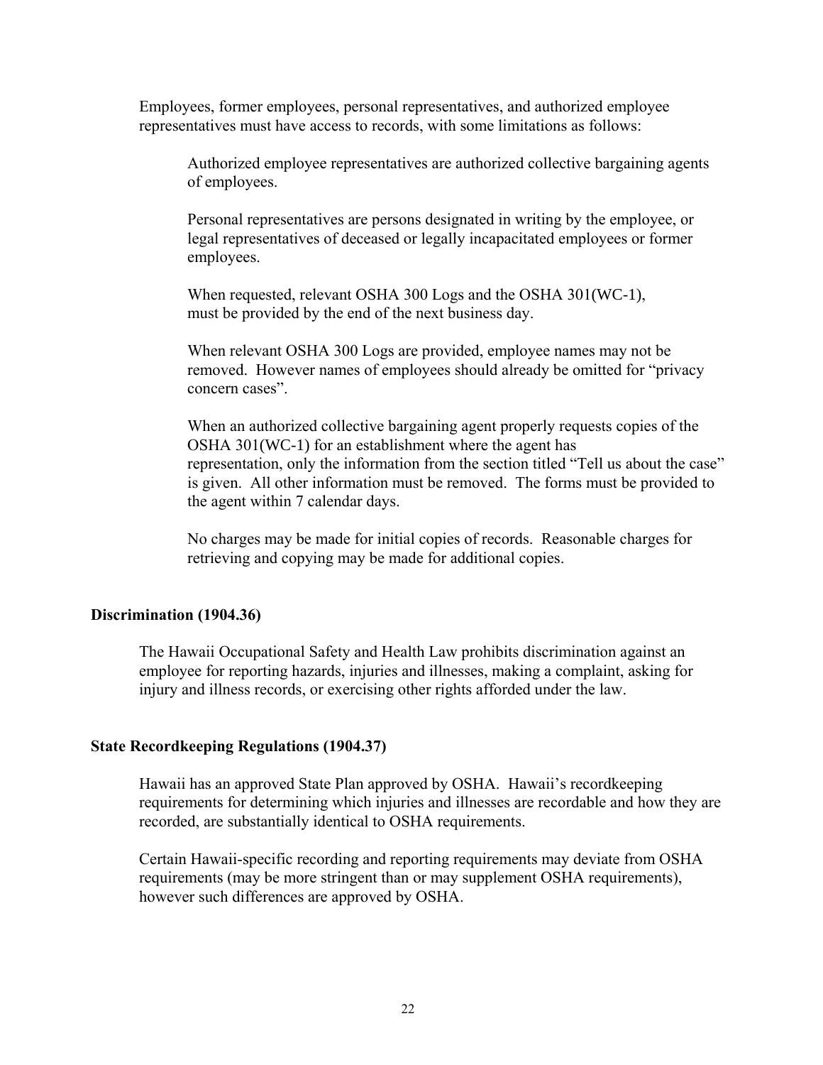Employees, former employees, personal representatives, and authorized employee representatives must have access to records, with some limitations as follows:

Authorized employee representatives are authorized collective bargaining agents of employees.

Personal representatives are persons designated in writing by the employee, or legal representatives of deceased or legally incapacitated employees or former employees.

When requested, relevant OSHA 300 Logs and the OSHA 301(WC-1), must be provided by the end of the next business day.

When relevant OSHA 300 Logs are provided, employee names may not be removed. However names of employees should already be omitted for "privacy concern cases".

When an authorized collective bargaining agent properly requests copies of the OSHA 301(WC-1) for an establishment where the agent has representation, only the information from the section titled "Tell us about the case" is given. All other information must be removed. The forms must be provided to the agent within 7 calendar days.

No charges may be made for initial copies of records. Reasonable charges for retrieving and copying may be made for additional copies.

**Discrimination (1904.36)**

The Hawaii Occupational Safety and Health Law prohibits discrimination against an employee for reporting hazards, injuries and illnesses, making a complaint, asking for injury and illness records, or exercising other rights afforded under the law.

**State Recordkeeping Regulations (1904.37)**

Hawaii has an approved State Plan approved by OSHA. Hawaii's recordkeeping requirements for determining which injuries and illnesses are recordable and how they are recorded, are substantially identical to OSHA requirements.

Certain Hawaii-specific recording and reporting requirements may deviate from OSHA requirements (may be more stringent than or may supplement OSHA requirements), however such differences are approved by OSHA.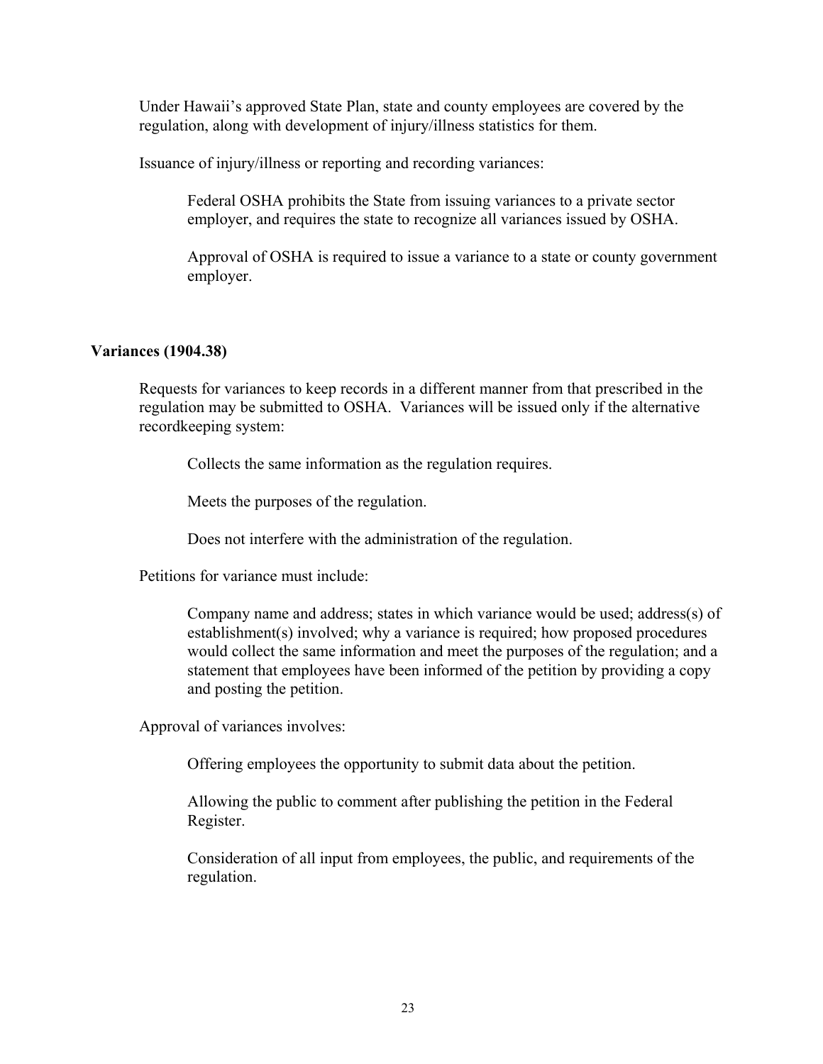Under Hawaii's approved State Plan, state and county employees are covered by the regulation, along with development of injury/illness statistics for them.

Issuance of injury/illness or reporting and recording variances:

> Federal OSHA prohibits the State from issuing variances to a private sector employer, and requires the state to recognize all variances issued by OSHA.
>
> Approval of OSHA is required to issue a variance to a state or county government employer.

**Variances (1904.38)**

Requests for variances to keep records in a different manner from that prescribed in the regulation may be submitted to OSHA. Variances will be issued only if the alternative recordkeeping system:

> Collects the same information as the regulation requires.
>
> Meets the purposes of the regulation.
>
> Does not interfere with the administration of the regulation.

Petitions for variance must include:

> Company name and address; states in which variance would be used; address(s) of establishment(s) involved; why a variance is required; how proposed procedures would collect the same information and meet the purposes of the regulation; and a statement that employees have been informed of the petition by providing a copy and posting the petition.

Approval of variances involves:

> Offering employees the opportunity to submit data about the petition.
>
> Allowing the public to comment after publishing the petition in the Federal Register.
>
> Consideration of all input from employees, the public, and requirements of the regulation.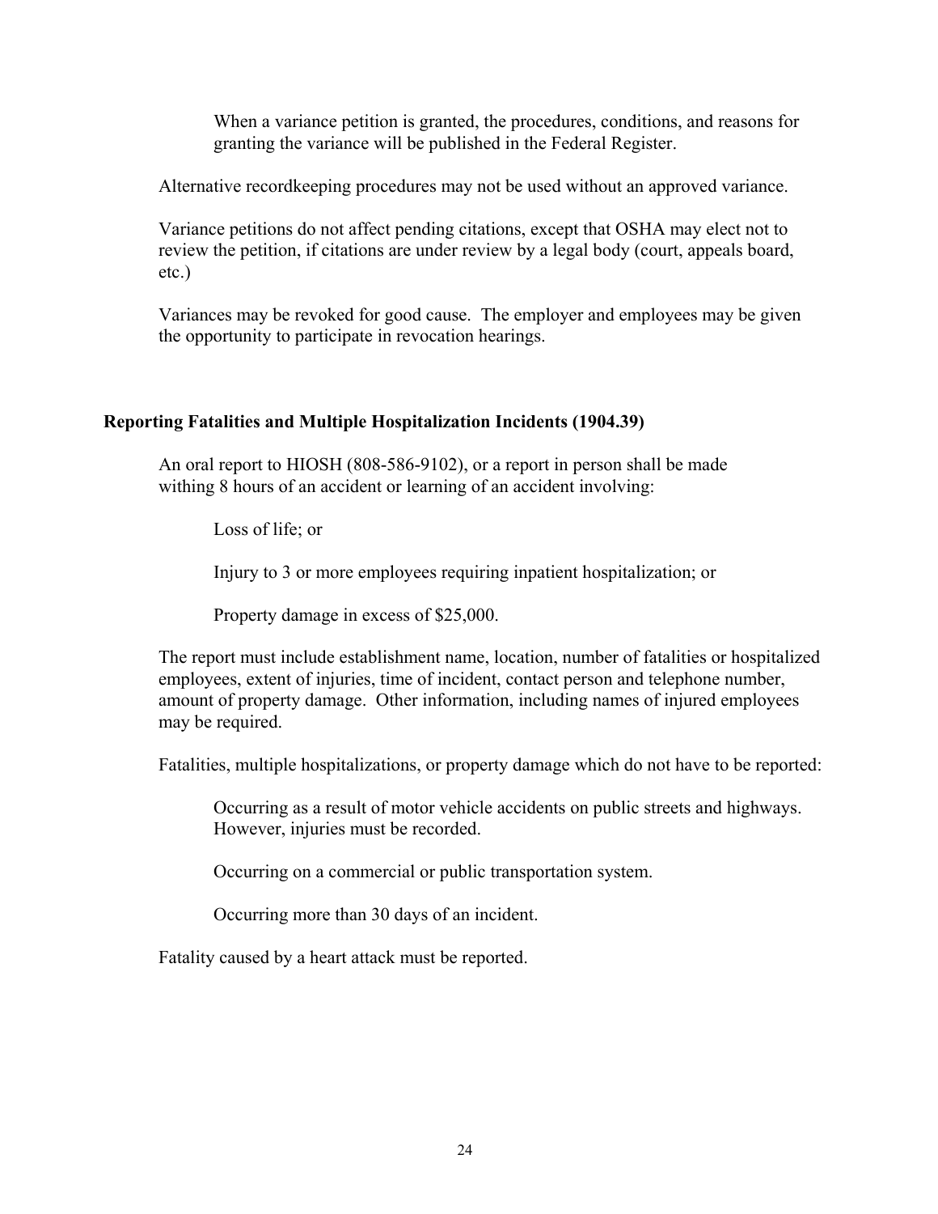When a variance petition is granted, the procedures, conditions, and reasons for granting the variance will be published in the Federal Register.

Alternative recordkeeping procedures may not be used without an approved variance.

Variance petitions do not affect pending citations, except that OSHA may elect not to review the petition, if citations are under review by a legal body (court, appeals board, etc.)

Variances may be revoked for good cause. The employer and employees may be given the opportunity to participate in revocation hearings.

**Reporting Fatalities and Multiple Hospitalization Incidents (1904.39)**

An oral report to HIOSH (808-586-9102), or a report in person shall be made withing 8 hours of an accident or learning of an accident involving:

Loss of life; or

Injury to 3 or more employees requiring inpatient hospitalization; or

Property damage in excess of $25,000.

The report must include establishment name, location, number of fatalities or hospitalized employees, extent of injuries, time of incident, contact person and telephone number, amount of property damage. Other information, including names of injured employees may be required.

Fatalities, multiple hospitalizations, or property damage which do not have to be reported:

Occurring as a result of motor vehicle accidents on public streets and highways. However, injuries must be recorded.

Occurring on a commercial or public transportation system.

Occurring more than 30 days of an incident.

Fatality caused by a heart attack must be reported.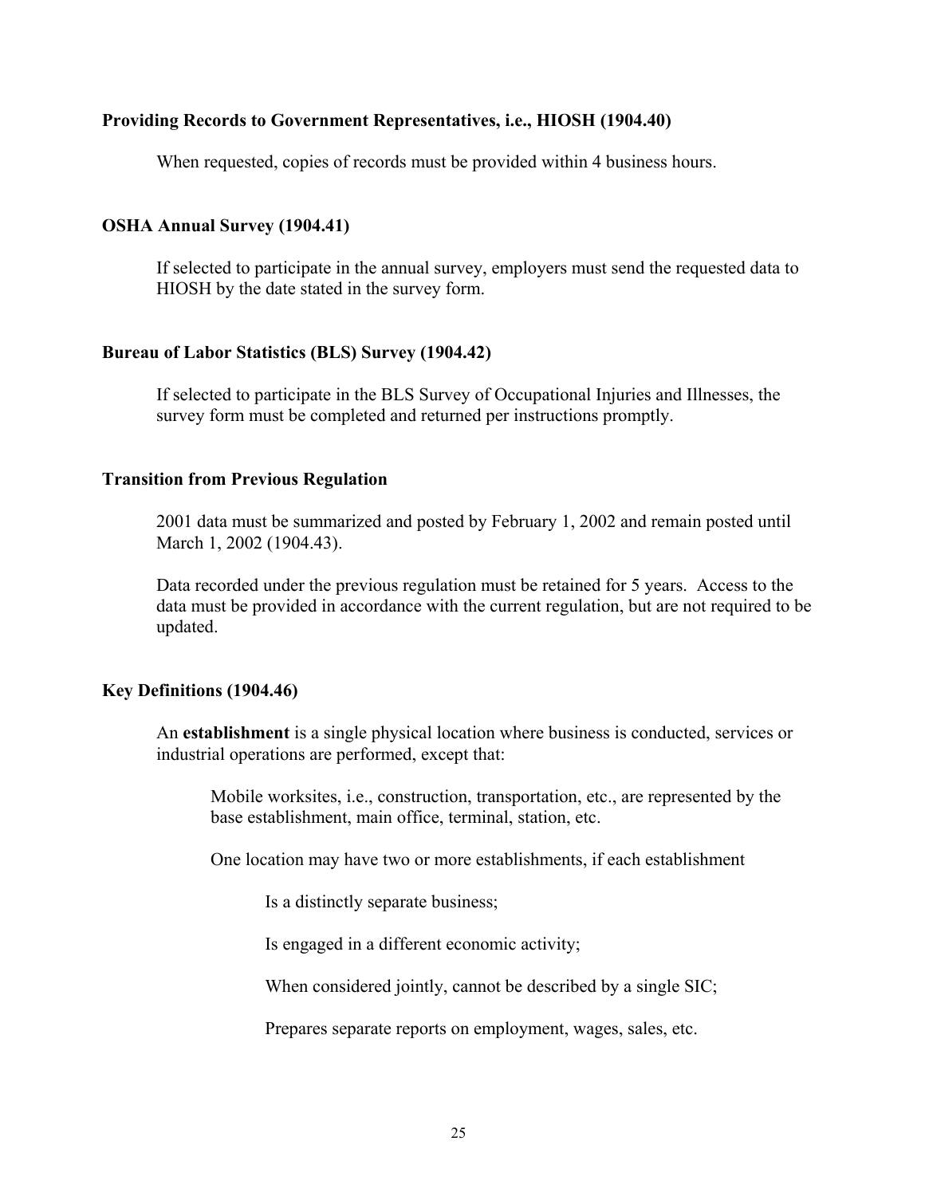**Providing Records to Government Representatives, i.e., HIOSH (1904.40)**

When requested, copies of records must be provided within 4 business hours.

**OSHA Annual Survey (1904.41)**

If selected to participate in the annual survey, employers must send the requested data to HIOSH by the date stated in the survey form.

**Bureau of Labor Statistics (BLS) Survey (1904.42)**

If selected to participate in the BLS Survey of Occupational Injuries and Illnesses, the survey form must be completed and returned per instructions promptly.

**Transition from Previous Regulation**

2001 data must be summarized and posted by February 1, 2002 and remain posted until March 1, 2002 (1904.43).

Data recorded under the previous regulation must be retained for 5 years. Access to the data must be provided in accordance with the current regulation, but are not required to be updated.

**Key Definitions (1904.46)**

An **establishment** is a single physical location where business is conducted, services or industrial operations are performed, except that:

Mobile worksites, i.e., construction, transportation, etc., are represented by the base establishment, main office, terminal, station, etc.

One location may have two or more establishments, if each establishment

Is a distinctly separate business;

Is engaged in a different economic activity;

When considered jointly, cannot be described by a single SIC;

Prepares separate reports on employment, wages, sales, etc.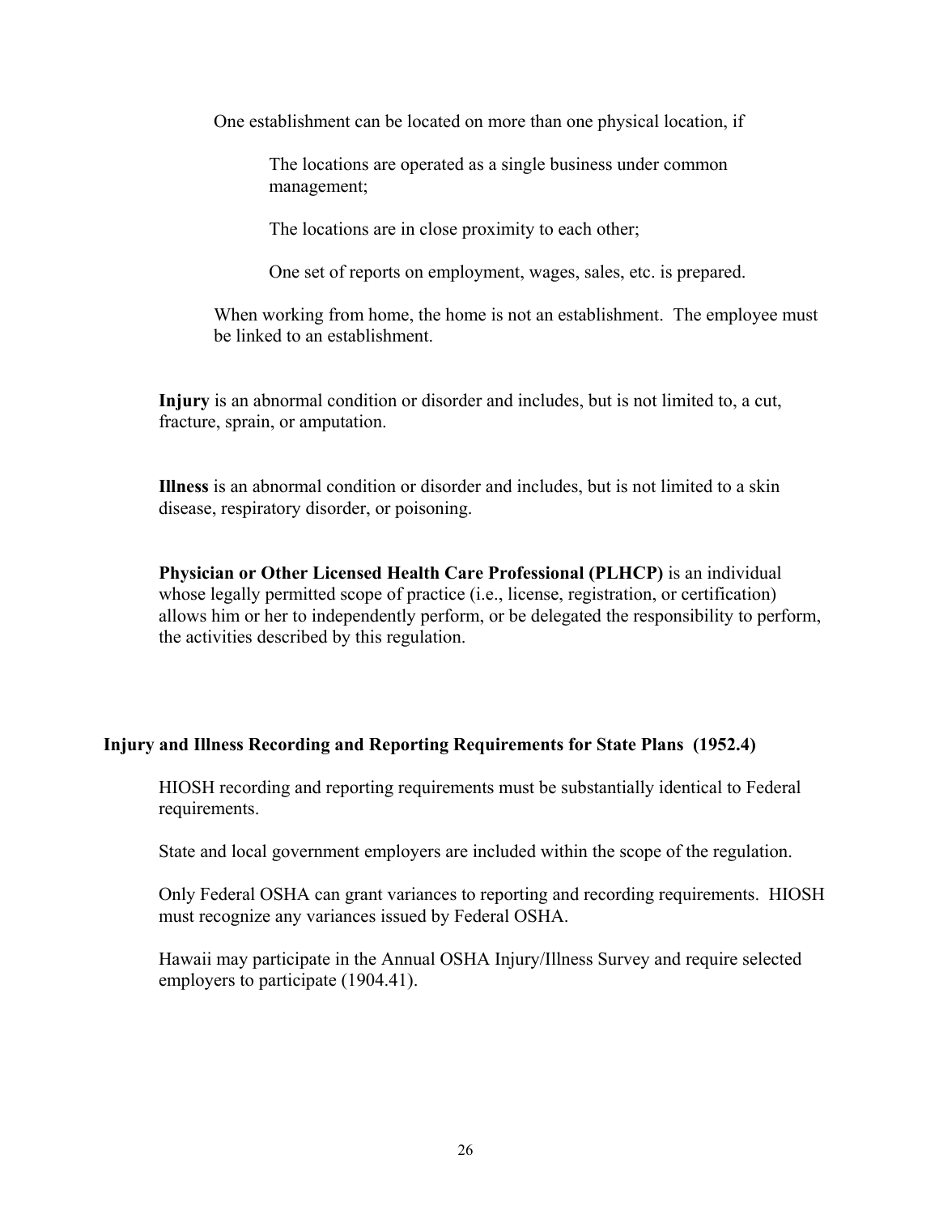One establishment can be located on more than one physical location, if

- The locations are operated as a single business under common management;
- The locations are in close proximity to each other;
- One set of reports on employment, wages, sales, etc. is prepared.

When working from home, the home is not an establishment. The employee must be linked to an establishment.

**Injury** is an abnormal condition or disorder and includes, but is not limited to, a cut, fracture, sprain, or amputation.

**Illness** is an abnormal condition or disorder and includes, but is not limited to a skin disease, respiratory disorder, or poisoning.

**Physician or Other Licensed Health Care Professional (PLHCP)** is an individual whose legally permitted scope of practice (i.e., license, registration, or certification) allows him or her to independently perform, or be delegated the responsibility to perform, the activities described by this regulation.

## Injury and Illness Recording and Reporting Requirements for State Plans (1952.4)

HIOSH recording and reporting requirements must be substantially identical to Federal requirements.

State and local government employers are included within the scope of the regulation.

Only Federal OSHA can grant variances to reporting and recording requirements. HIOSH must recognize any variances issued by Federal OSHA.

Hawaii may participate in the Annual OSHA Injury/Illness Survey and require selected employers to participate (1904.41).